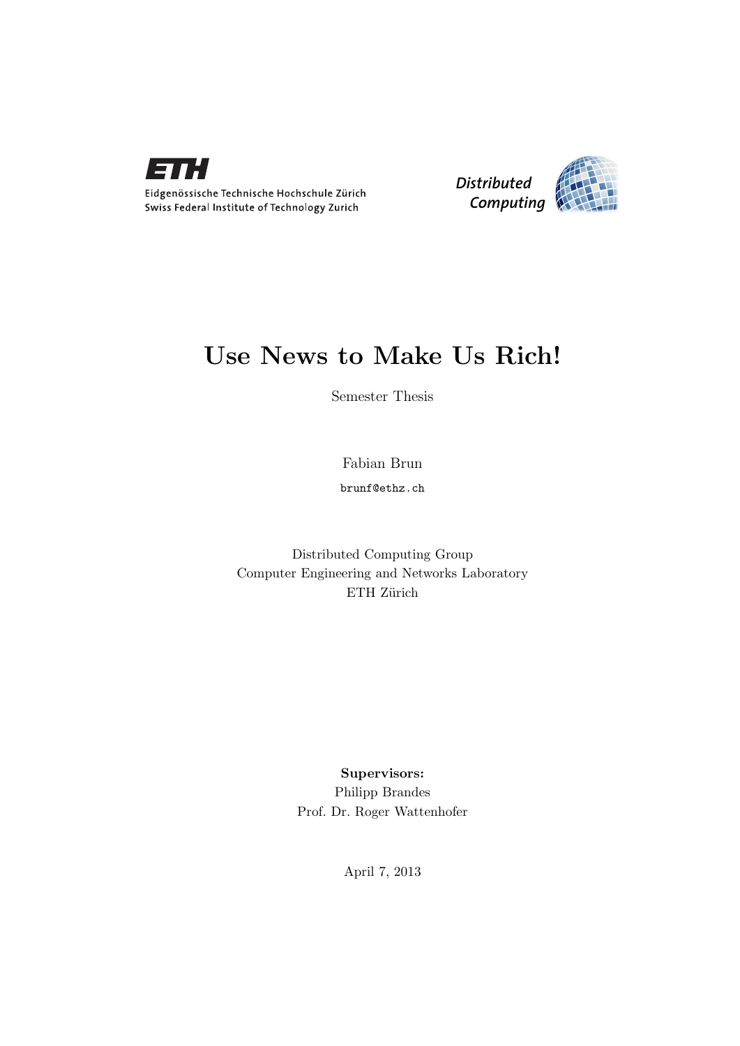Eidgenössische Technische Hochschule Zürich
Swiss Federal Institute of Technology Zurich

*Distributed Computing*

# Use News to Make Us Rich!

Semester Thesis

Fabian Brun

`brunf@ethz.ch`

Distributed Computing Group
Computer Engineering and Networks Laboratory
ETH Zürich

**Supervisors:**
Philipp Brandes
Prof. Dr. Roger Wattenhofer

April 7, 2013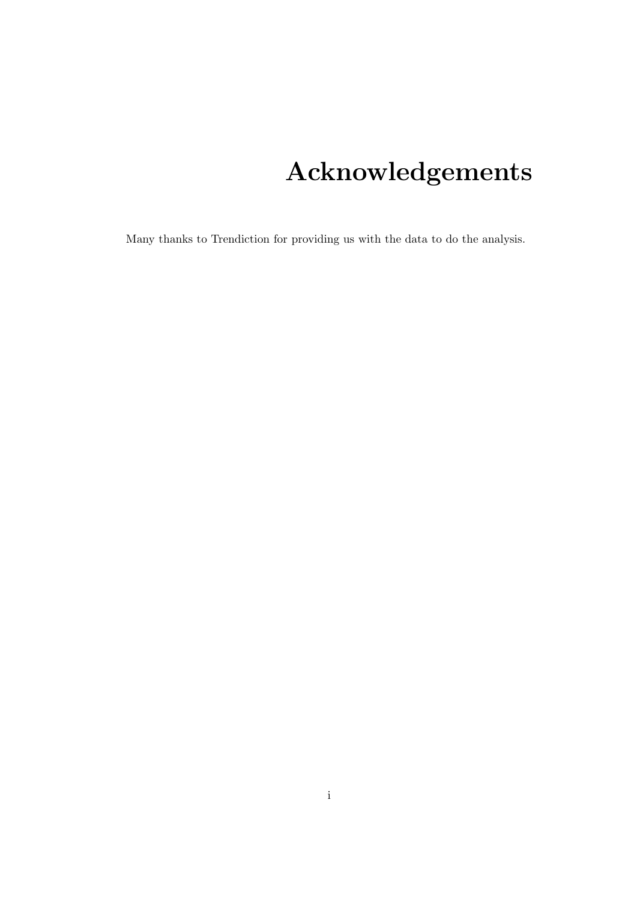# Acknowledgements

Many thanks to Trendiction for providing us with the data to do the analysis.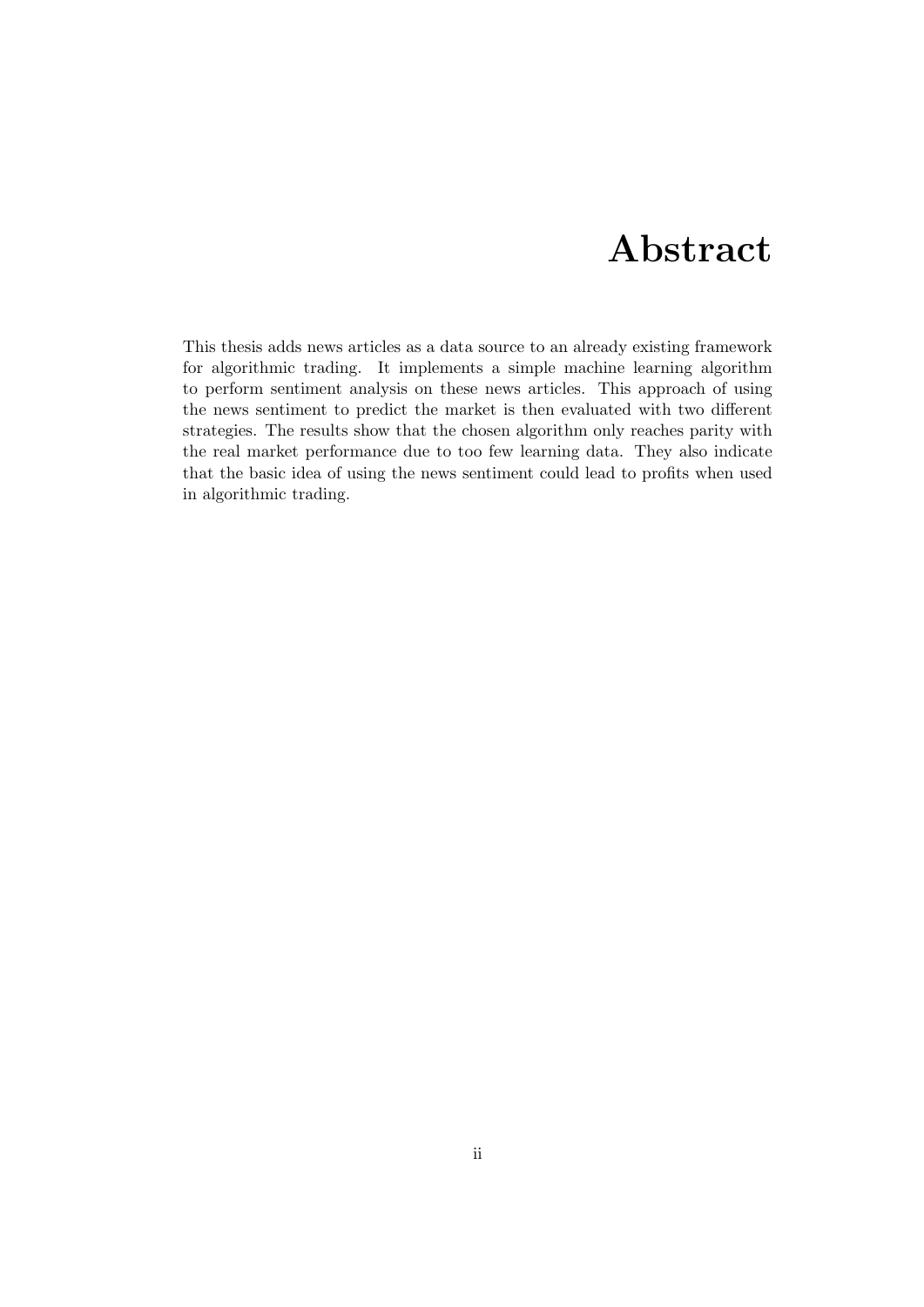# Abstract

This thesis adds news articles as a data source to an already existing framework for algorithmic trading. It implements a simple machine learning algorithm to perform sentiment analysis on these news articles. This approach of using the news sentiment to predict the market is then evaluated with two different strategies. The results show that the chosen algorithm only reaches parity with the real market performance due to too few learning data. They also indicate that the basic idea of using the news sentiment could lead to profits when used in algorithmic trading.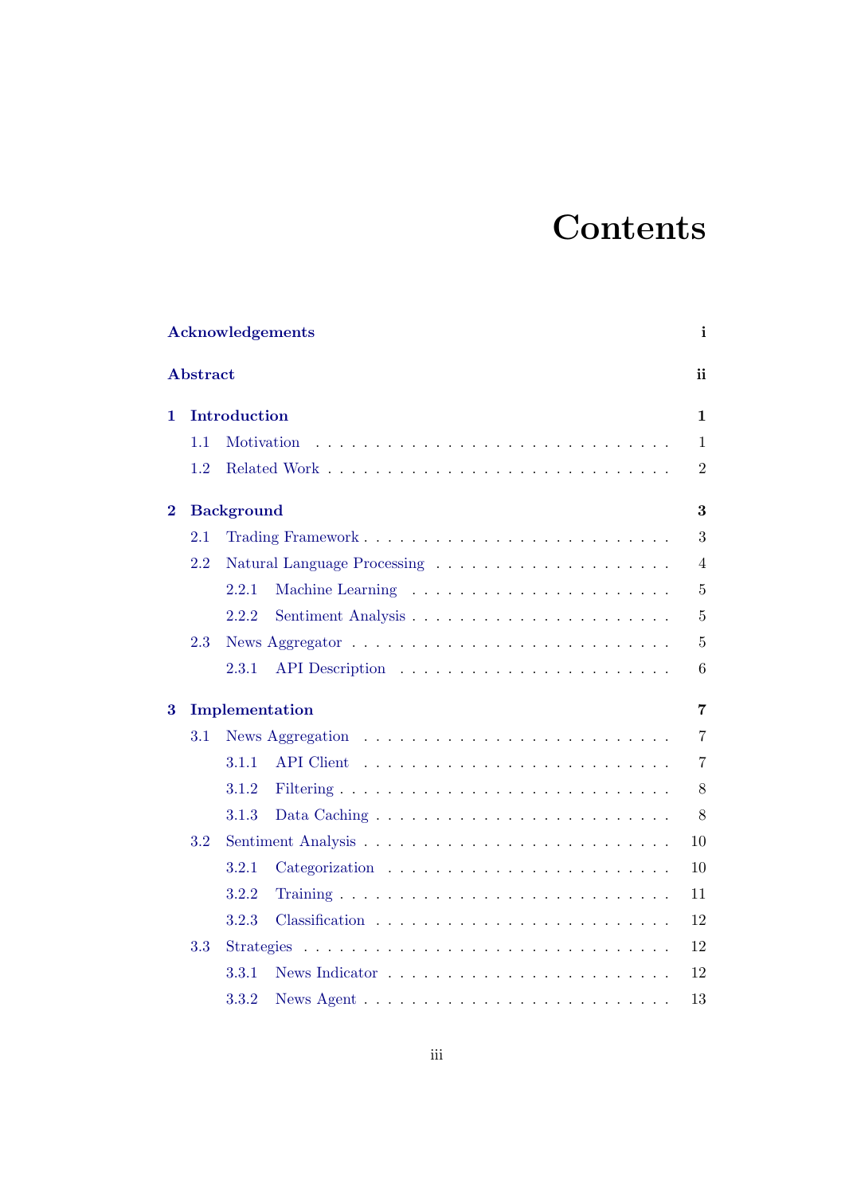# Contents

**Acknowledgements** **i**

**Abstract** **ii**

**1 Introduction** **1**

- 1.1 Motivation . . . 1
- 1.2 Related Work . . . 2

**2 Background** **3**

- 2.1 Trading Framework . . . 3
- 2.2 Natural Language Processing . . . 4
  - 2.2.1 Machine Learning . . . 5
  - 2.2.2 Sentiment Analysis . . . 5
- 2.3 News Aggregator . . . 5
  - 2.3.1 API Description . . . 6

**3 Implementation** **7**

- 3.1 News Aggregation . . . 7
  - 3.1.1 API Client . . . 7
  - 3.1.2 Filtering . . . 8
  - 3.1.3 Data Caching . . . 8
- 3.2 Sentiment Analysis . . . 10
  - 3.2.1 Categorization . . . 10
  - 3.2.2 Training . . . 11
  - 3.2.3 Classification . . . 12
- 3.3 Strategies . . . 12
  - 3.3.1 News Indicator . . . 12
  - 3.3.2 News Agent . . . 13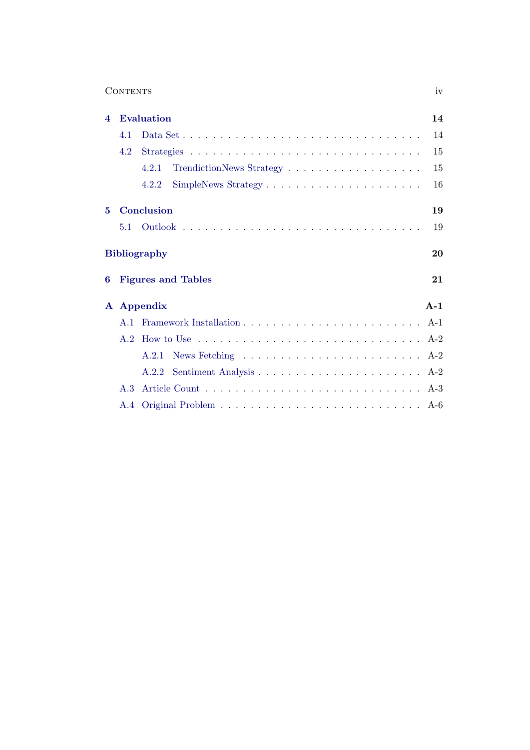| | | |
|---|---|---|
| **4** | **Evaluation** | **14** |
| 4.1 | Data Set | 14 |
| 4.2 | Strategies | 15 |
| 4.2.1 | TrendictionNews Strategy | 15 |
| 4.2.2 | SimpleNews Strategy | 16 |
| **5** | **Conclusion** | **19** |
| 5.1 | Outlook | 19 |
| | **Bibliography** | **20** |
| **6** | **Figures and Tables** | **21** |
| **A** | **Appendix** | **A-1** |
| A.1 | Framework Installation | A-1 |
| A.2 | How to Use | A-2 |
| A.2.1 | News Fetching | A-2 |
| A.2.2 | Sentiment Analysis | A-2 |
| A.3 | Article Count | A-3 |
| A.4 | Original Problem | A-6 |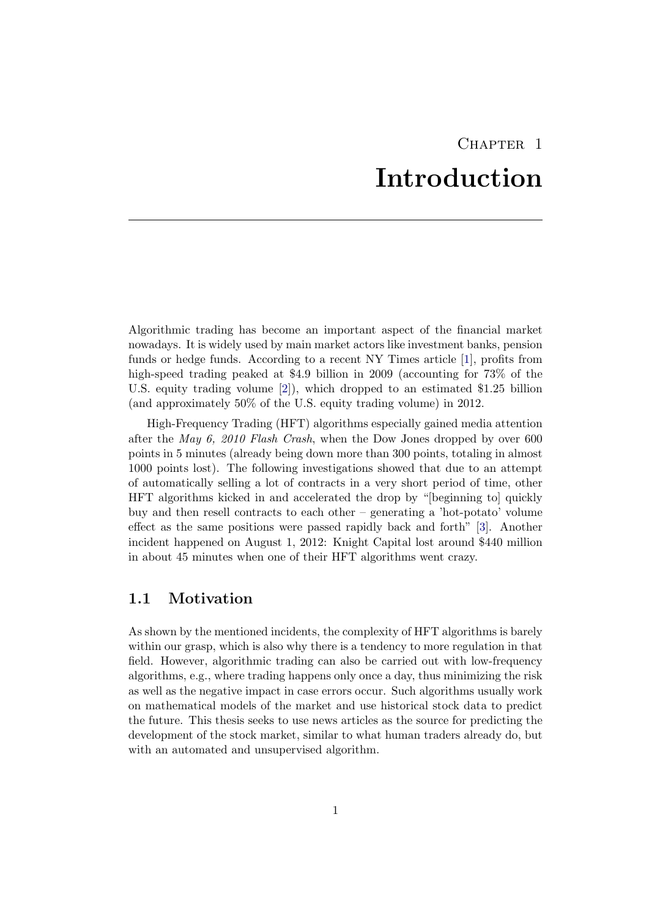# Chapter 1
# Introduction

Algorithmic trading has become an important aspect of the financial market nowadays. It is widely used by main market actors like investment banks, pension funds or hedge funds. According to a recent NY Times article [1], profits from high-speed trading peaked at $4.9 billion in 2009 (accounting for 73% of the U.S. equity trading volume [2]), which dropped to an estimated $1.25 billion (and approximately 50% of the U.S. equity trading volume) in 2012.

High-Frequency Trading (HFT) algorithms especially gained media attention after the *May 6, 2010 Flash Crash*, when the Dow Jones dropped by over 600 points in 5 minutes (already being down more than 300 points, totaling in almost 1000 points lost). The following investigations showed that due to an attempt of automatically selling a lot of contracts in a very short period of time, other HFT algorithms kicked in and accelerated the drop by "[beginning to] quickly buy and then resell contracts to each other – generating a 'hot-potato' volume effect as the same positions were passed rapidly back and forth" [3]. Another incident happened on August 1, 2012: Knight Capital lost around $440 million in about 45 minutes when one of their HFT algorithms went crazy.

## 1.1 Motivation

As shown by the mentioned incidents, the complexity of HFT algorithms is barely within our grasp, which is also why there is a tendency to more regulation in that field. However, algorithmic trading can also be carried out with low-frequency algorithms, e.g., where trading happens only once a day, thus minimizing the risk as well as the negative impact in case errors occur. Such algorithms usually work on mathematical models of the market and use historical stock data to predict the future. This thesis seeks to use news articles as the source for predicting the development of the stock market, similar to what human traders already do, but with an automated and unsupervised algorithm.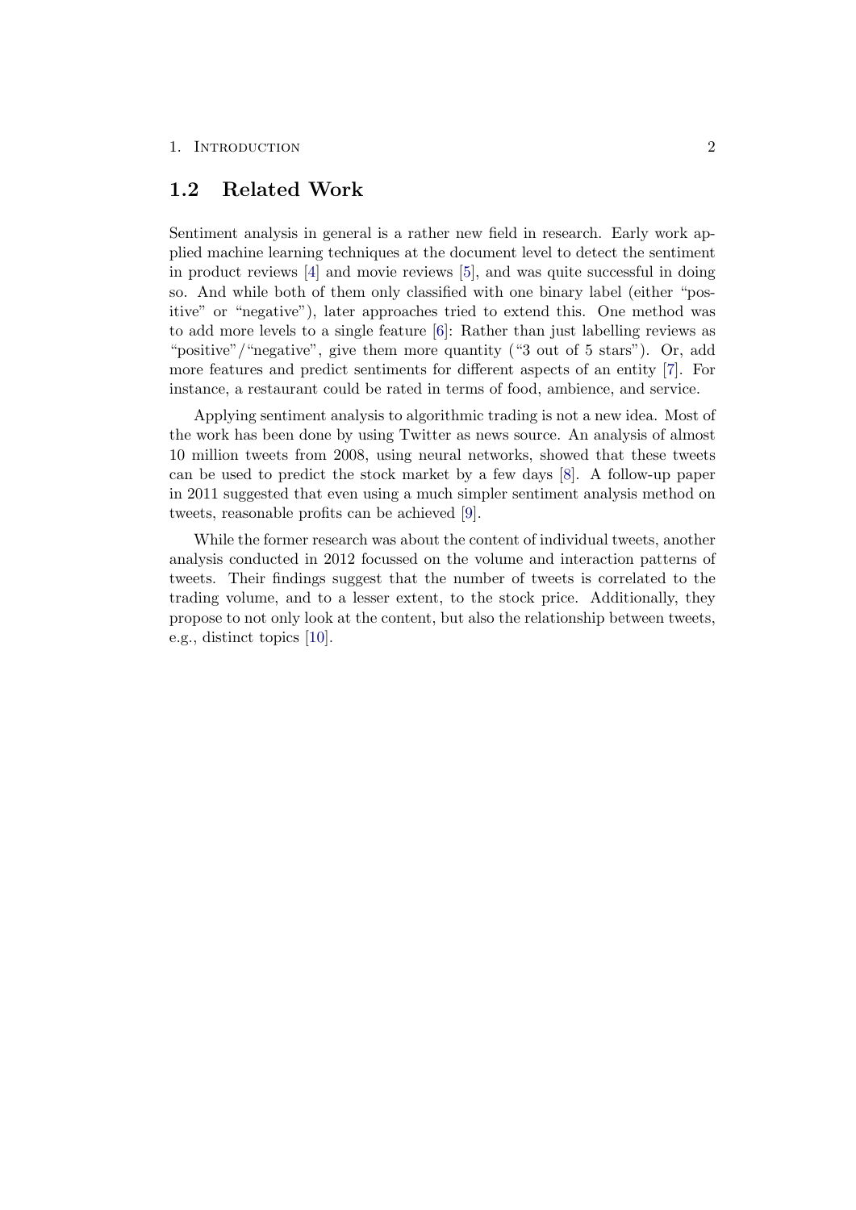## 1.2 Related Work

Sentiment analysis in general is a rather new field in research. Early work applied machine learning techniques at the document level to detect the sentiment in product reviews [4] and movie reviews [5], and was quite successful in doing so. And while both of them only classified with one binary label (either "positive" or "negative"), later approaches tried to extend this. One method was to add more levels to a single feature [6]: Rather than just labelling reviews as "positive"/"negative", give them more quantity ("3 out of 5 stars"). Or, add more features and predict sentiments for different aspects of an entity [7]. For instance, a restaurant could be rated in terms of food, ambience, and service.

Applying sentiment analysis to algorithmic trading is not a new idea. Most of the work has been done by using Twitter as news source. An analysis of almost 10 million tweets from 2008, using neural networks, showed that these tweets can be used to predict the stock market by a few days [8]. A follow-up paper in 2011 suggested that even using a much simpler sentiment analysis method on tweets, reasonable profits can be achieved [9].

While the former research was about the content of individual tweets, another analysis conducted in 2012 focussed on the volume and interaction patterns of tweets. Their findings suggest that the number of tweets is correlated to the trading volume, and to a lesser extent, to the stock price. Additionally, they propose to not only look at the content, but also the relationship between tweets, e.g., distinct topics [10].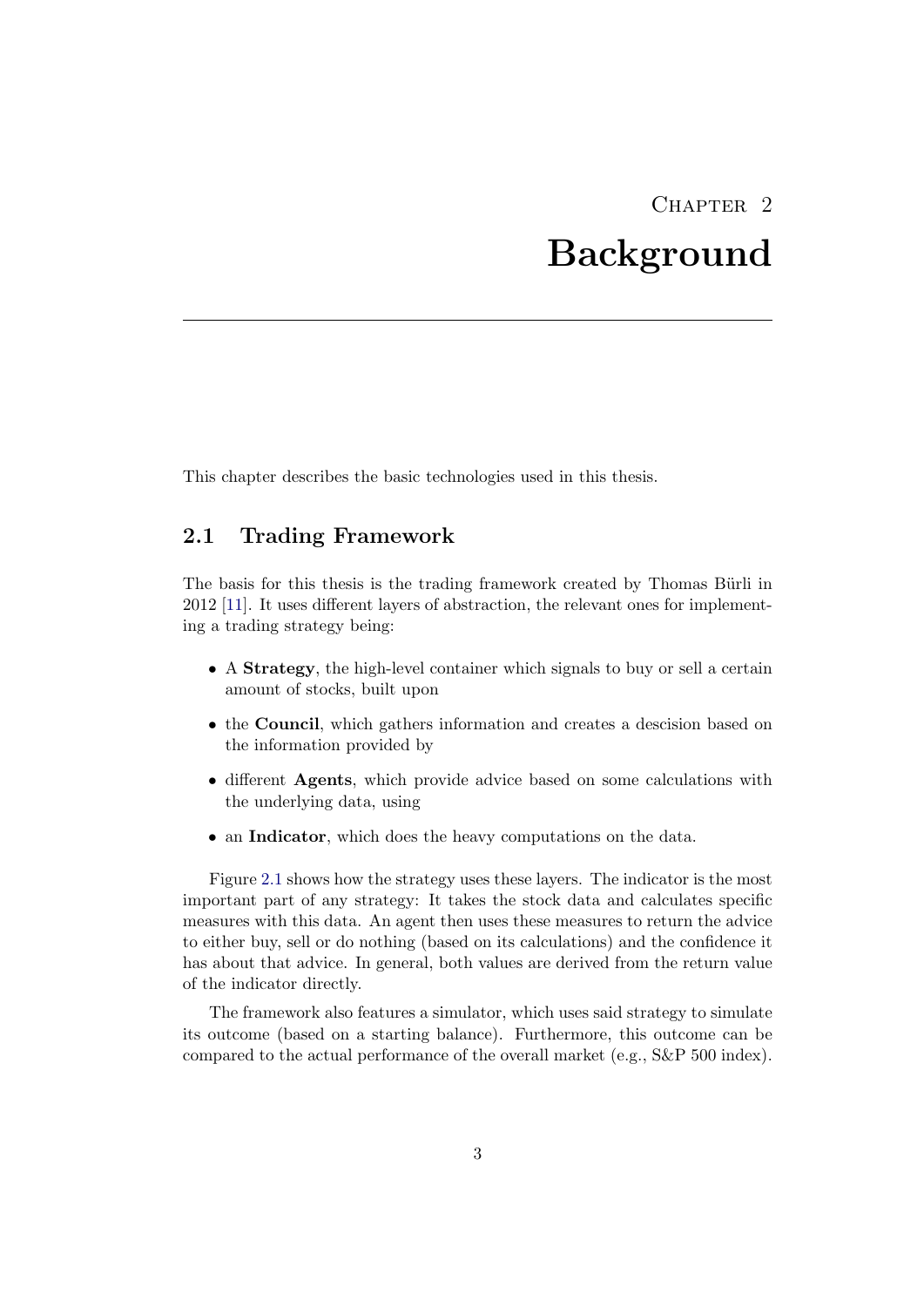# Chapter 2
# Background

This chapter describes the basic technologies used in this thesis.

## 2.1 Trading Framework

The basis for this thesis is the trading framework created by Thomas Bürli in 2012 [11]. It uses different layers of abstraction, the relevant ones for implementing a trading strategy being:

- A **Strategy**, the high-level container which signals to buy or sell a certain amount of stocks, built upon
- the **Council**, which gathers information and creates a descision based on the information provided by
- different **Agents**, which provide advice based on some calculations with the underlying data, using
- an **Indicator**, which does the heavy computations on the data.

Figure 2.1 shows how the strategy uses these layers. The indicator is the most important part of any strategy: It takes the stock data and calculates specific measures with this data. An agent then uses these measures to return the advice to either buy, sell or do nothing (based on its calculations) and the confidence it has about that advice. In general, both values are derived from the return value of the indicator directly.

The framework also features a simulator, which uses said strategy to simulate its outcome (based on a starting balance). Furthermore, this outcome can be compared to the actual performance of the overall market (e.g., S&P 500 index).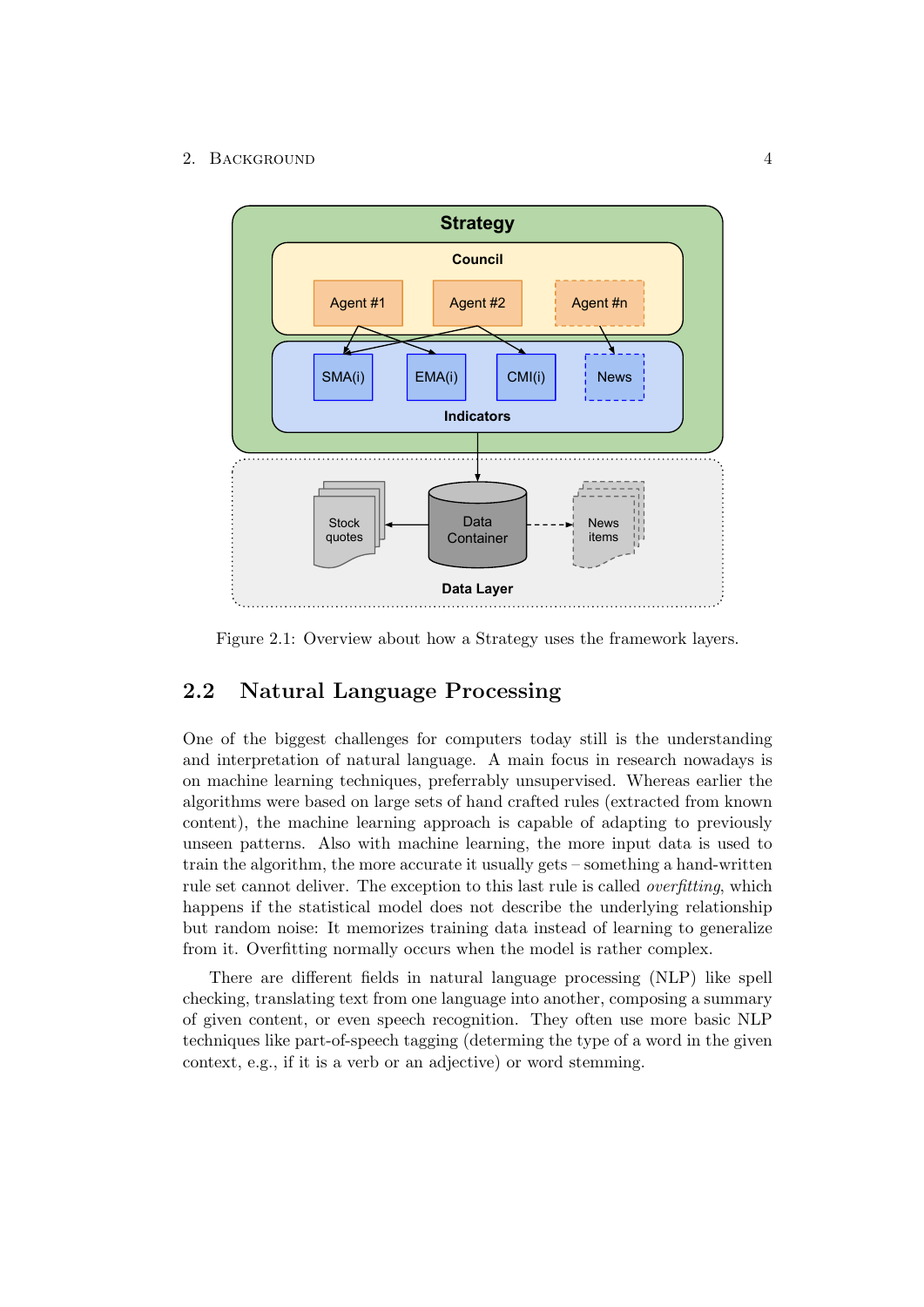Figure 2.1: Overview about how a Strategy uses the framework layers.

## 2.2 Natural Language Processing

One of the biggest challenges for computers today still is the understanding and interpretation of natural language. A main focus in research nowadays is on machine learning techniques, preferrably unsupervised. Whereas earlier the algorithms were based on large sets of hand crafted rules (extracted from known content), the machine learning approach is capable of adapting to previously unseen patterns. Also with machine learning, the more input data is used to train the algorithm, the more accurate it usually gets – something a hand-written rule set cannot deliver. The exception to this last rule is called *overfitting*, which happens if the statistical model does not describe the underlying relationship but random noise: It memorizes training data instead of learning to generalize from it. Overfitting normally occurs when the model is rather complex.

There are different fields in natural language processing (NLP) like spell checking, translating text from one language into another, composing a summary of given content, or even speech recognition. They often use more basic NLP techniques like part-of-speech tagging (determing the type of a word in the given context, e.g., if it is a verb or an adjective) or word stemming.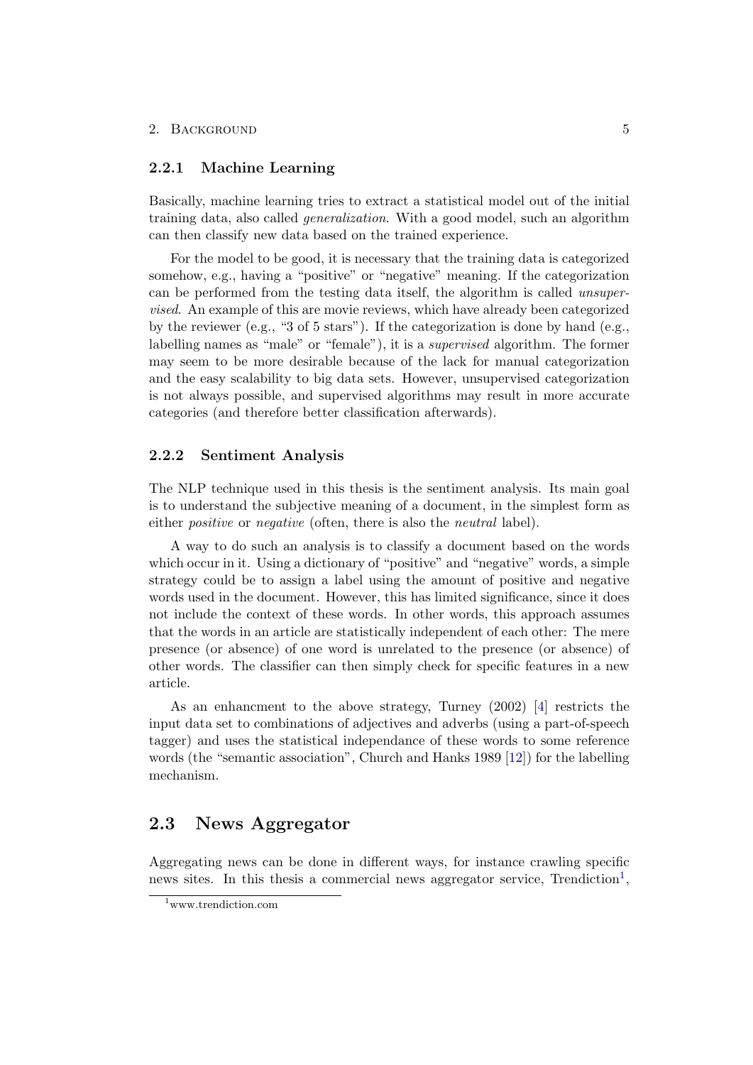### 2.2.1 Machine Learning

Basically, machine learning tries to extract a statistical model out of the initial training data, also called *generalization*. With a good model, such an algorithm can then classify new data based on the trained experience.

For the model to be good, it is necessary that the training data is categorized somehow, e.g., having a "positive" or "negative" meaning. If the categorization can be performed from the testing data itself, the algorithm is called *unsupervised*. An example of this are movie reviews, which have already been categorized by the reviewer (e.g., "3 of 5 stars"). If the categorization is done by hand (e.g., labelling names as "male" or "female"), it is a *supervised* algorithm. The former may seem to be more desirable because of the lack for manual categorization and the easy scalability to big data sets. However, unsupervised categorization is not always possible, and supervised algorithms may result in more accurate categories (and therefore better classification afterwards).

### 2.2.2 Sentiment Analysis

The NLP technique used in this thesis is the sentiment analysis. Its main goal is to understand the subjective meaning of a document, in the simplest form as either *positive* or *negative* (often, there is also the *neutral* label).

A way to do such an analysis is to classify a document based on the words which occur in it. Using a dictionary of "positive" and "negative" words, a simple strategy could be to assign a label using the amount of positive and negative words used in the document. However, this has limited significance, since it does not include the context of these words. In other words, this approach assumes that the words in an article are statistically independent of each other: The mere presence (or absence) of one word is unrelated to the presence (or absence) of other words. The classifier can then simply check for specific features in a new article.

As an enhancment to the above strategy, Turney (2002) [4] restricts the input data set to combinations of adjectives and adverbs (using a part-of-speech tagger) and uses the statistical independance of these words to some reference words (the "semantic association", Church and Hanks 1989 [12]) for the labelling mechanism.

## 2.3 News Aggregator

Aggregating news can be done in different ways, for instance crawling specific news sites. In this thesis a commercial news aggregator service, Trendiction[1],

[1] www.trendiction.com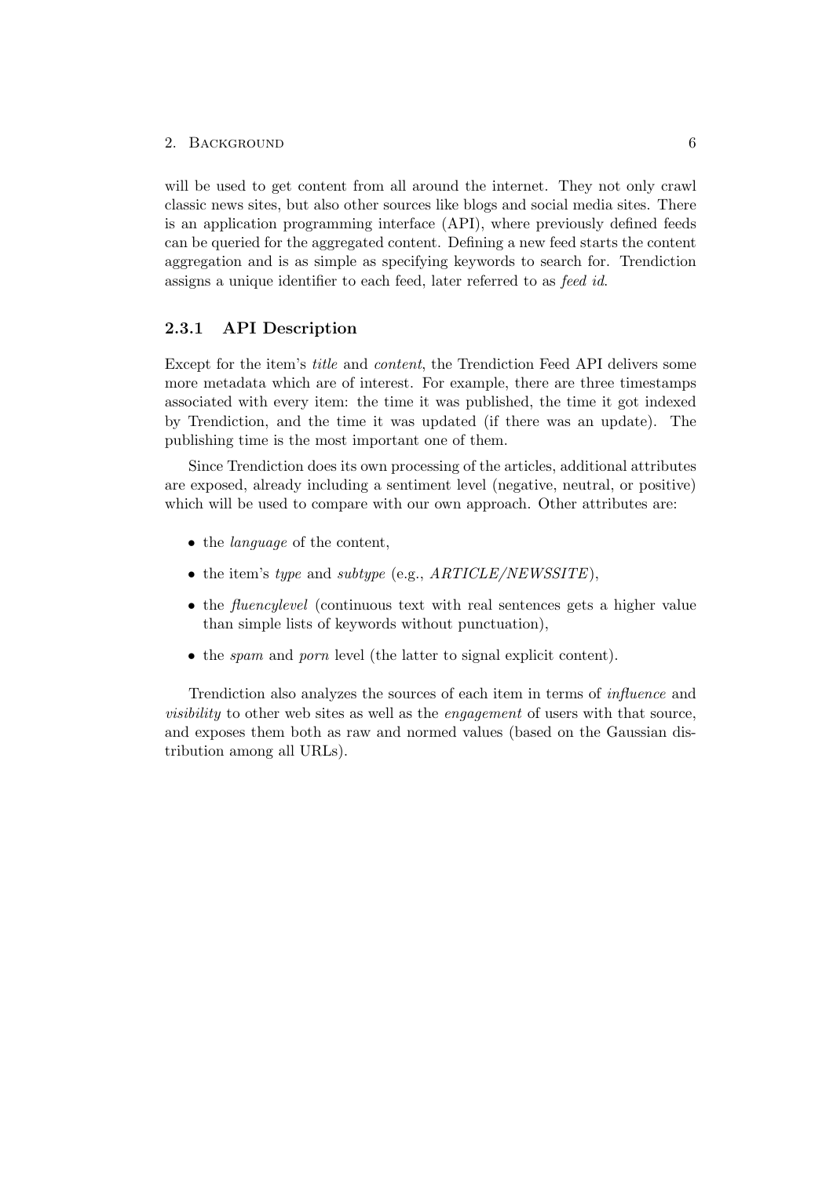will be used to get content from all around the internet. They not only crawl classic news sites, but also other sources like blogs and social media sites. There is an application programming interface (API), where previously defined feeds can be queried for the aggregated content. Defining a new feed starts the content aggregation and is as simple as specifying keywords to search for. Trendiction assigns a unique identifier to each feed, later referred to as *feed id*.

### 2.3.1 API Description

Except for the item's *title* and *content*, the Trendiction Feed API delivers some more metadata which are of interest. For example, there are three timestamps associated with every item: the time it was published, the time it got indexed by Trendiction, and the time it was updated (if there was an update). The publishing time is the most important one of them.

Since Trendiction does its own processing of the articles, additional attributes are exposed, already including a sentiment level (negative, neutral, or positive) which will be used to compare with our own approach. Other attributes are:

- the *language* of the content,
- the item's *type* and *subtype* (e.g., *ARTICLE/NEWSSITE*),
- the *fluencylevel* (continuous text with real sentences gets a higher value than simple lists of keywords without punctuation),
- the *spam* and *porn* level (the latter to signal explicit content).

Trendiction also analyzes the sources of each item in terms of *influence* and *visibility* to other web sites as well as the *engagement* of users with that source, and exposes them both as raw and normed values (based on the Gaussian distribution among all URLs).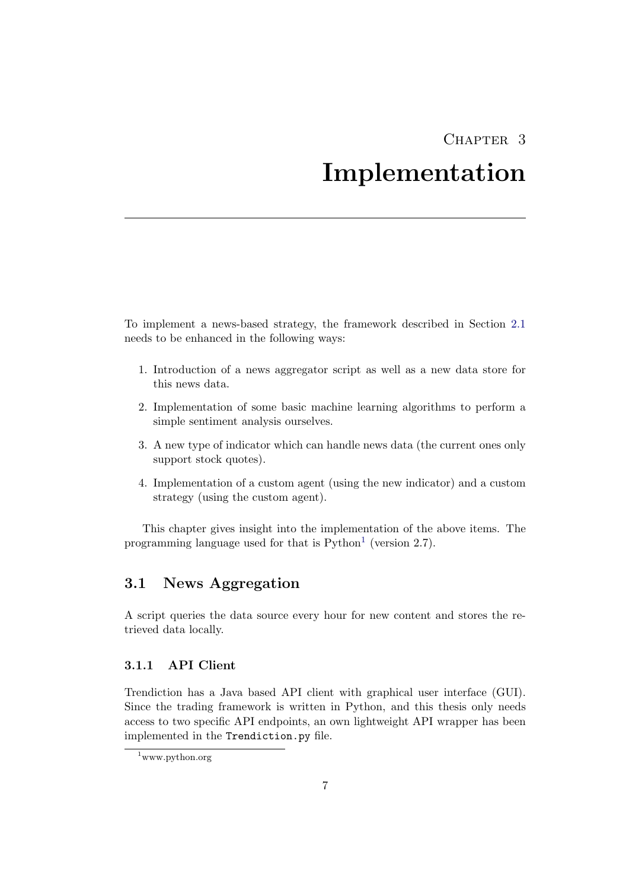# Chapter 3

# Implementation

To implement a news-based strategy, the framework described in Section 2.1 needs to be enhanced in the following ways:

1. Introduction of a news aggregator script as well as a new data store for this news data.
2. Implementation of some basic machine learning algorithms to perform a simple sentiment analysis ourselves.
3. A new type of indicator which can handle news data (the current ones only support stock quotes).
4. Implementation of a custom agent (using the new indicator) and a custom strategy (using the custom agent).

This chapter gives insight into the implementation of the above items. The programming language used for that is Python[1] (version 2.7).

## 3.1 News Aggregation

A script queries the data source every hour for new content and stores the retrieved data locally.

### 3.1.1 API Client

Trendiction has a Java based API client with graphical user interface (GUI). Since the trading framework is written in Python, and this thesis only needs access to two specific API endpoints, an own lightweight API wrapper has been implemented in the `Trendiction.py` file.

[1] www.python.org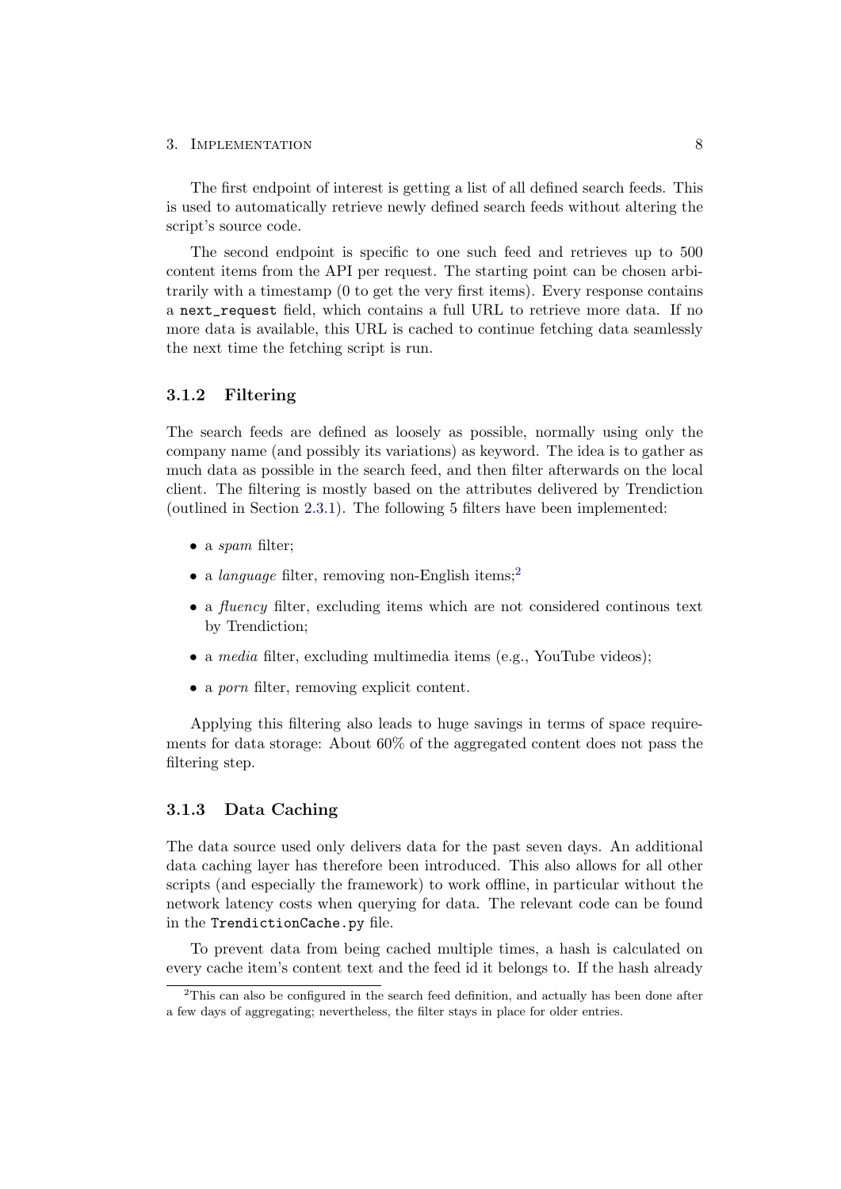The first endpoint of interest is getting a list of all defined search feeds. This is used to automatically retrieve newly defined search feeds without altering the script's source code.

The second endpoint is specific to one such feed and retrieves up to 500 content items from the API per request. The starting point can be chosen arbitrarily with a timestamp (0 to get the very first items). Every response contains a `next_request` field, which contains a full URL to retrieve more data. If no more data is available, this URL is cached to continue fetching data seamlessly the next time the fetching script is run.

### 3.1.2 Filtering

The search feeds are defined as loosely as possible, normally using only the company name (and possibly its variations) as keyword. The idea is to gather as much data as possible in the search feed, and then filter afterwards on the local client. The filtering is mostly based on the attributes delivered by Trendiction (outlined in Section 2.3.1). The following 5 filters have been implemented:

- a *spam* filter;
- a *language* filter, removing non-English items;[2]
- a *fluency* filter, excluding items which are not considered continous text by Trendiction;
- a *media* filter, excluding multimedia items (e.g., YouTube videos);
- a *porn* filter, removing explicit content.

Applying this filtering also leads to huge savings in terms of space requirements for data storage: About 60% of the aggregated content does not pass the filtering step.

### 3.1.3 Data Caching

The data source used only delivers data for the past seven days. An additional data caching layer has therefore been introduced. This also allows for all other scripts (and especially the framework) to work offline, in particular without the network latency costs when querying for data. The relevant code can be found in the `TrendictionCache.py` file.

To prevent data from being cached multiple times, a hash is calculated on every cache item's content text and the feed id it belongs to. If the hash already

[2] This can also be configured in the search feed definition, and actually has been done after a few days of aggregating; nevertheless, the filter stays in place for older entries.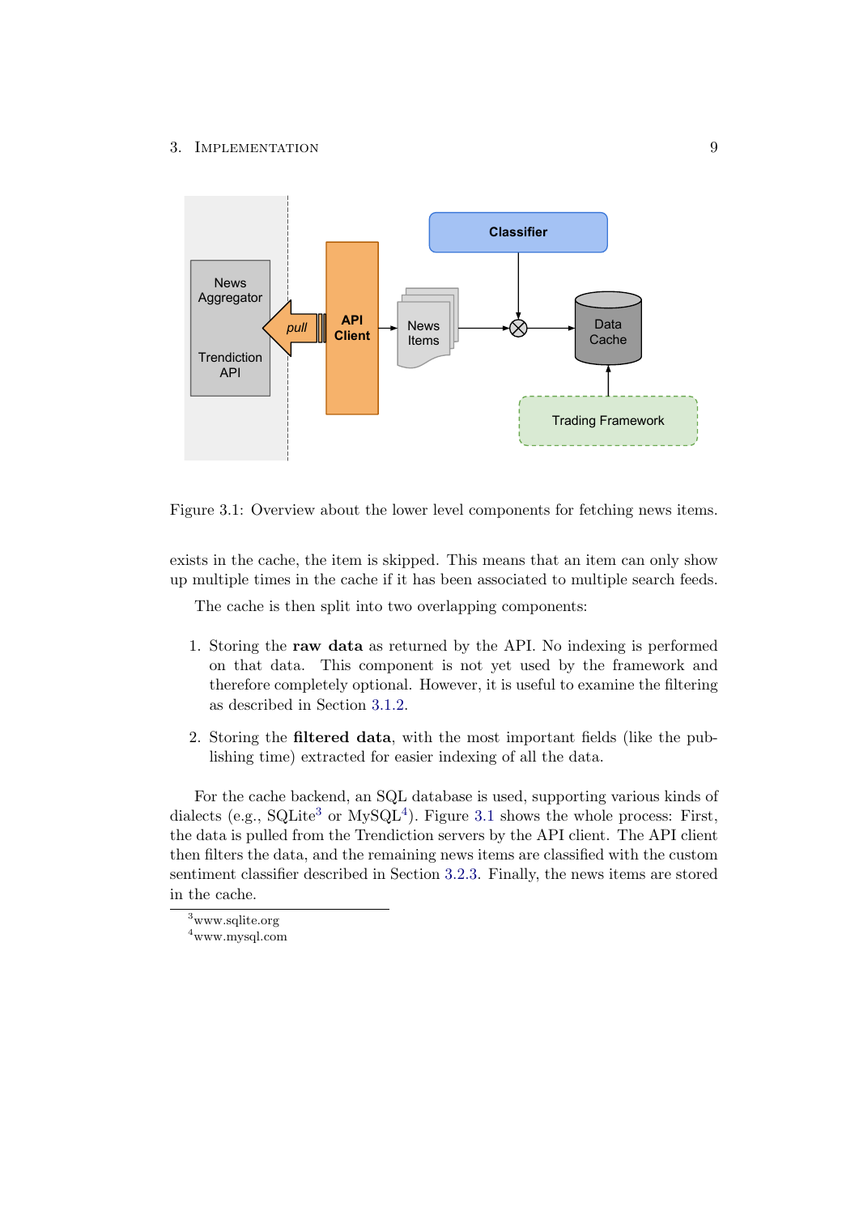Figure 3.1: Overview about the lower level components for fetching news items.

exists in the cache, the item is skipped. This means that an item can only show up multiple times in the cache if it has been associated to multiple search feeds.

The cache is then split into two overlapping components:

1. Storing the **raw data** as returned by the API. No indexing is performed on that data. This component is not yet used by the framework and therefore completely optional. However, it is useful to examine the filtering as described in Section 3.1.2.

2. Storing the **filtered data**, with the most important fields (like the publishing time) extracted for easier indexing of all the data.

For the cache backend, an SQL database is used, supporting various kinds of dialects (e.g., SQLite[3] or MySQL[4]). Figure 3.1 shows the whole process: First, the data is pulled from the Trendiction servers by the API client. The API client then filters the data, and the remaining news items are classified with the custom sentiment classifier described in Section 3.2.3. Finally, the news items are stored in the cache.

[3] www.sqlite.org

[4] www.mysql.com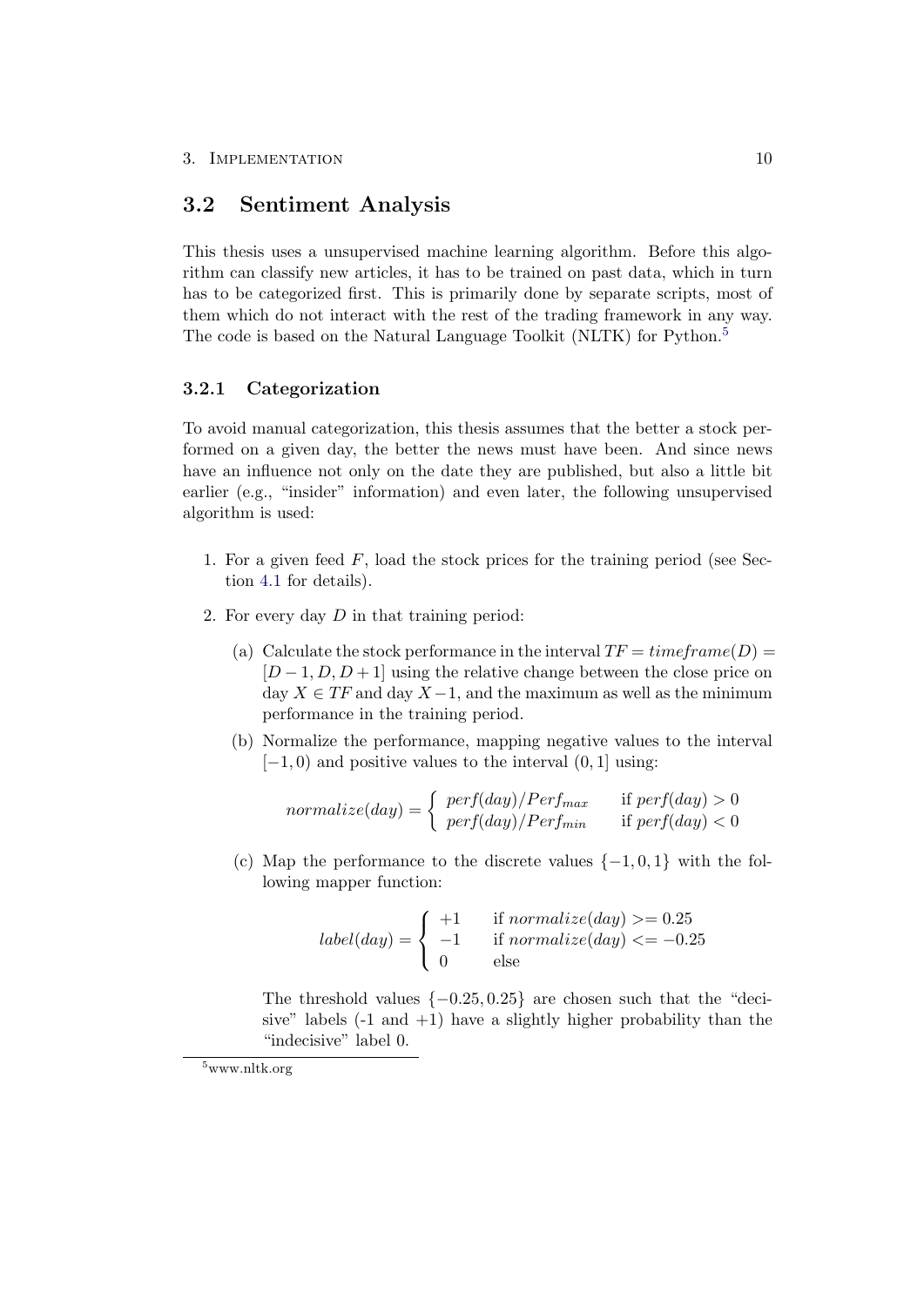## 3.2 Sentiment Analysis

This thesis uses a unsupervised machine learning algorithm. Before this algorithm can classify new articles, it has to be trained on past data, which in turn has to be categorized first. This is primarily done by separate scripts, most of them which do not interact with the rest of the trading framework in any way. The code is based on the Natural Language Toolkit (NLTK) for Python.[5]

### 3.2.1 Categorization

To avoid manual categorization, this thesis assumes that the better a stock performed on a given day, the better the news must have been. And since news have an influence not only on the date they are published, but also a little bit earlier (e.g., "insider" information) and even later, the following unsupervised algorithm is used:

1. For a given feed $F$, load the stock prices for the training period (see Section 4.1 for details).
2. For every day $D$ in that training period:
   (a) Calculate the stock performance in the interval $TF = timeframe(D) = [D-1, D, D+1]$ using the relative change between the close price on day $X \in TF$ and day $X-1$, and the maximum as well as the minimum performance in the training period.

   (b) Normalize the performance, mapping negative values to the interval $[-1, 0)$ and positive values to the interval $(0, 1]$ using:

   $$normalize(day) = \begin{cases} perf(day)/Perf_{max} & \text{if } perf(day) > 0 \\ perf(day)/Perf_{min} & \text{if } perf(day) < 0 \end{cases}$$

   (c) Map the performance to the discrete values $\{-1, 0, 1\}$ with the following mapper function:

   $$label(day) = \begin{cases} +1 & \text{if } normalize(day) >= 0.25 \\ -1 & \text{if } normalize(day) <= -0.25 \\ 0 & \text{else} \end{cases}$$

   The threshold values $\{-0.25, 0.25\}$ are chosen such that the "decisive" labels (-1 and +1) have a slightly higher probability than the "indecisive" label 0.

[5] www.nltk.org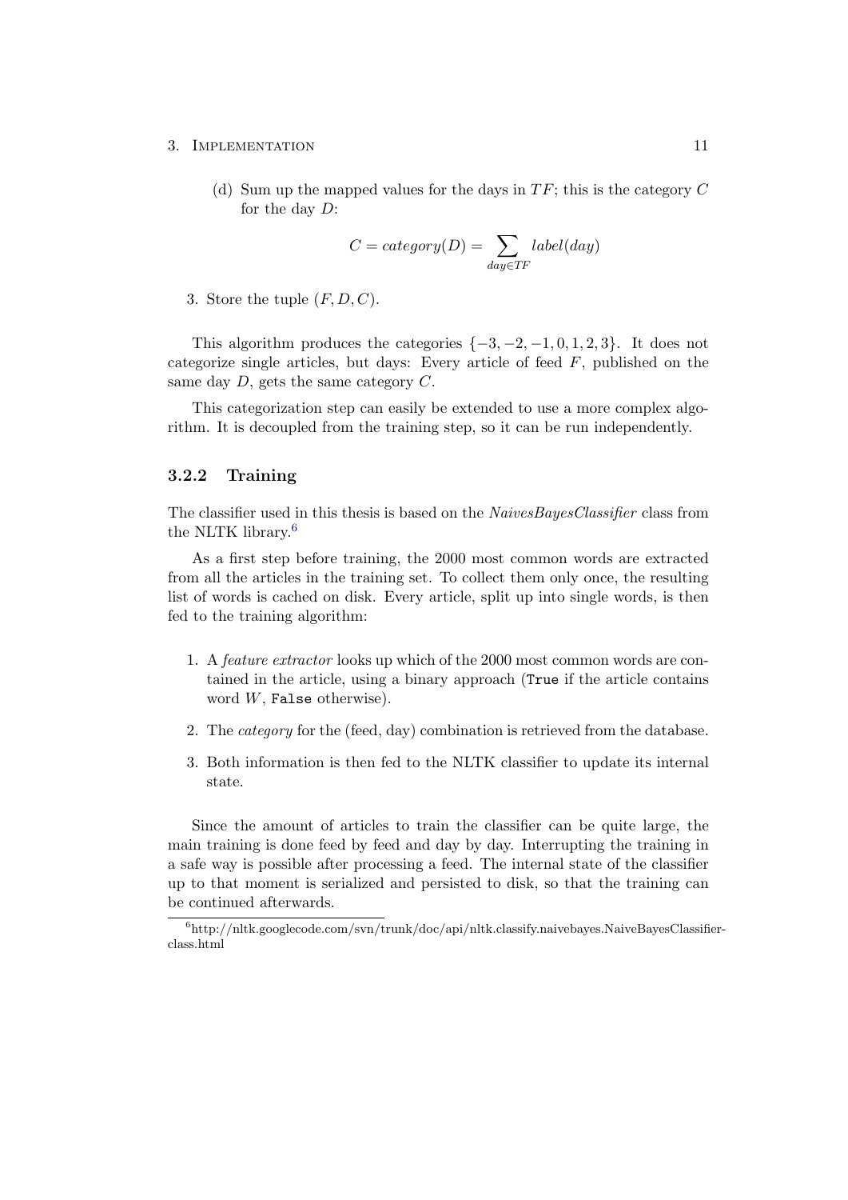(d) Sum up the mapped values for the days in $TF$; this is the category $C$ for the day $D$:

$$C = category(D) = \sum_{day \in TF} label(day)$$

3. Store the tuple $(F, D, C)$.

This algorithm produces the categories $\{-3, -2, -1, 0, 1, 2, 3\}$. It does not categorize single articles, but days: Every article of feed $F$, published on the same day $D$, gets the same category $C$.

This categorization step can easily be extended to use a more complex algorithm. It is decoupled from the training step, so it can be run independently.

### 3.2.2 Training

The classifier used in this thesis is based on the *NaivesBayesClassifier* class from the NLTK library.[6]

As a first step before training, the 2000 most common words are extracted from all the articles in the training set. To collect them only once, the resulting list of words is cached on disk. Every article, split up into single words, is then fed to the training algorithm:

1. A *feature extractor* looks up which of the 2000 most common words are contained in the article, using a binary approach (`True` if the article contains word $W$, `False` otherwise).
2. The *category* for the (feed, day) combination is retrieved from the database.
3. Both information is then fed to the NLTK classifier to update its internal state.

Since the amount of articles to train the classifier can be quite large, the main training is done feed by feed and day by day. Interrupting the training in a safe way is possible after processing a feed. The internal state of the classifier up to that moment is serialized and persisted to disk, so that the training can be continued afterwards.

[6] http://nltk.googlecode.com/svn/trunk/doc/api/nltk.classify.naivebayes.NaiveBayesClassifier-class.html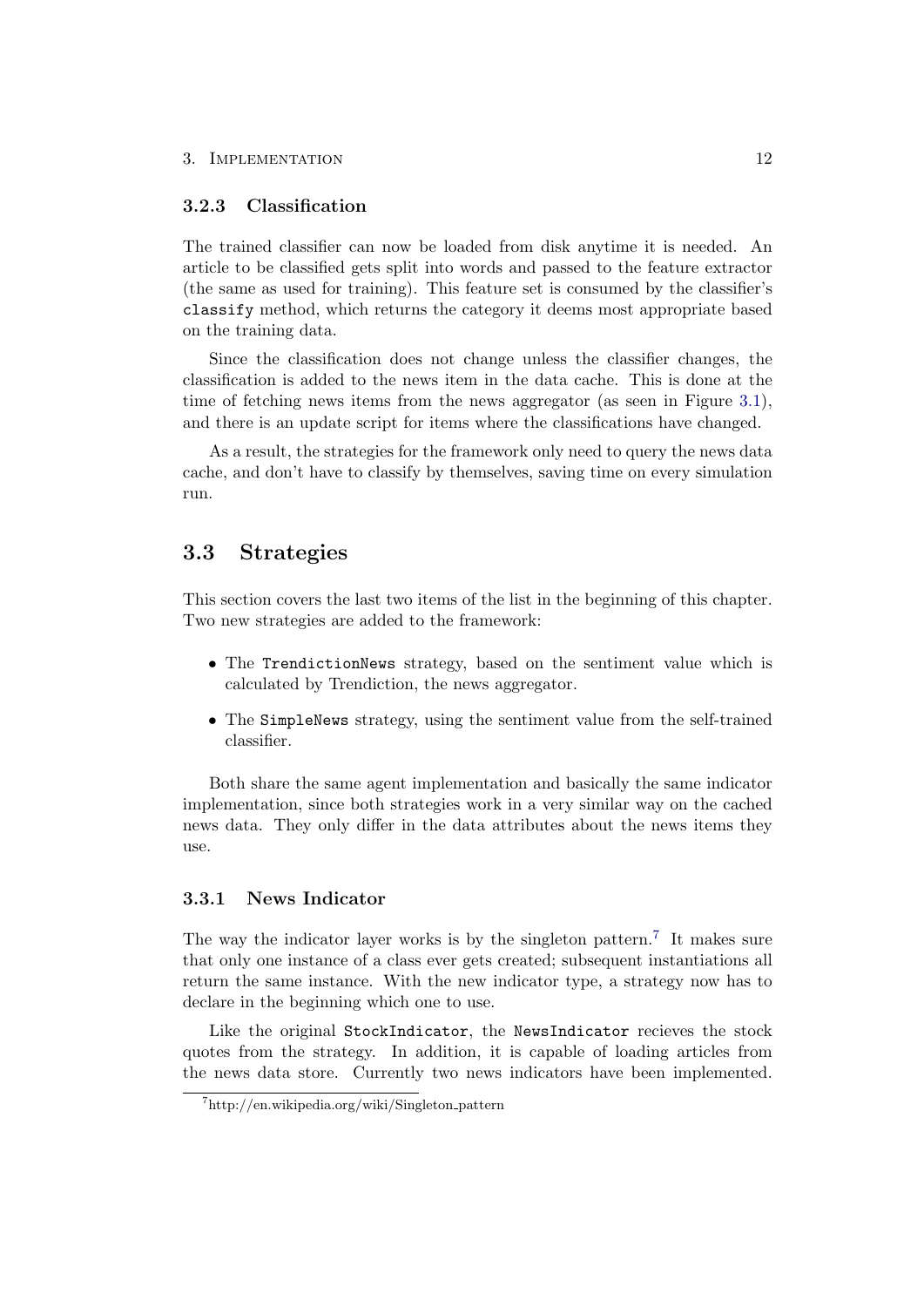### 3.2.3 Classification

The trained classifier can now be loaded from disk anytime it is needed. An article to be classified gets split into words and passed to the feature extractor (the same as used for training). This feature set is consumed by the classifier's `classify` method, which returns the category it deems most appropriate based on the training data.

Since the classification does not change unless the classifier changes, the classification is added to the news item in the data cache. This is done at the time of fetching news items from the news aggregator (as seen in Figure 3.1), and there is an update script for items where the classifications have changed.

As a result, the strategies for the framework only need to query the news data cache, and don't have to classify by themselves, saving time on every simulation run.

## 3.3 Strategies

This section covers the last two items of the list in the beginning of this chapter. Two new strategies are added to the framework:

- The `TrendictionNews` strategy, based on the sentiment value which is calculated by Trendiction, the news aggregator.
- The `SimpleNews` strategy, using the sentiment value from the self-trained classifier.

Both share the same agent implementation and basically the same indicator implementation, since both strategies work in a very similar way on the cached news data. They only differ in the data attributes about the news items they use.

### 3.3.1 News Indicator

The way the indicator layer works is by the singleton pattern.[7] It makes sure that only one instance of a class ever gets created; subsequent instantiations all return the same instance. With the new indicator type, a strategy now has to declare in the beginning which one to use.

Like the original `StockIndicator`, the `NewsIndicator` recieves the stock quotes from the strategy. In addition, it is capable of loading articles from the news data store. Currently two news indicators have been implemented.

[7] http://en.wikipedia.org/wiki/Singleton_pattern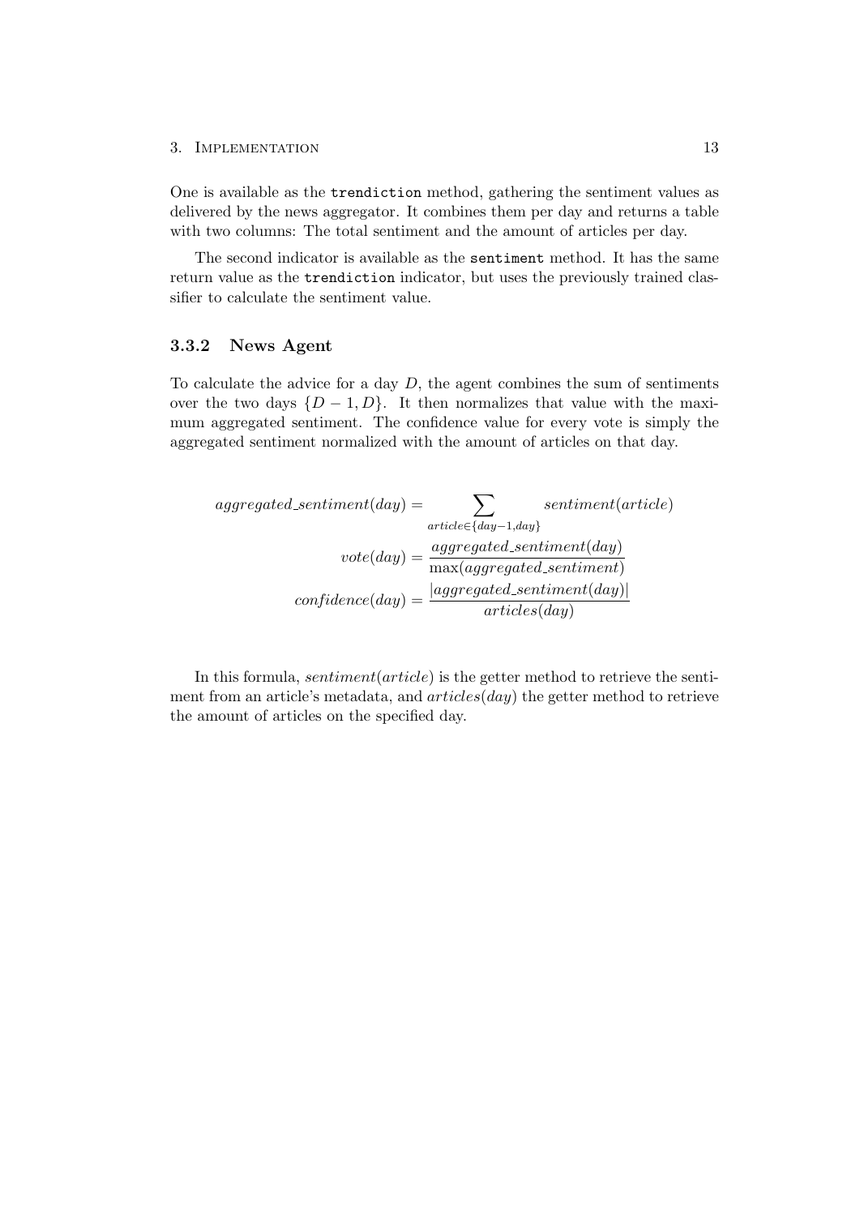One is available as the `trendiction` method, gathering the sentiment values as delivered by the news aggregator. It combines them per day and returns a table with two columns: The total sentiment and the amount of articles per day.

The second indicator is available as the `sentiment` method. It has the same return value as the `trendiction` indicator, but uses the previously trained classifier to calculate the sentiment value.

### 3.3.2 News Agent

To calculate the advice for a day $D$, the agent combines the sum of sentiments over the two days $\{D-1, D\}$. It then normalizes that value with the maximum aggregated sentiment. The confidence value for every vote is simply the aggregated sentiment normalized with the amount of articles on that day.

$$
\begin{aligned}
aggregated\_sentiment(day) &= \sum_{article \in \{day-1, day\}} sentiment(article) \\
vote(day) &= \frac{aggregated\_sentiment(day)}{\max(aggregated\_sentiment)} \\
confidence(day) &= \frac{|aggregated\_sentiment(day)|}{articles(day)}
\end{aligned}
$$

In this formula, $sentiment(article)$ is the getter method to retrieve the sentiment from an article's metadata, and $articles(day)$ the getter method to retrieve the amount of articles on the specified day.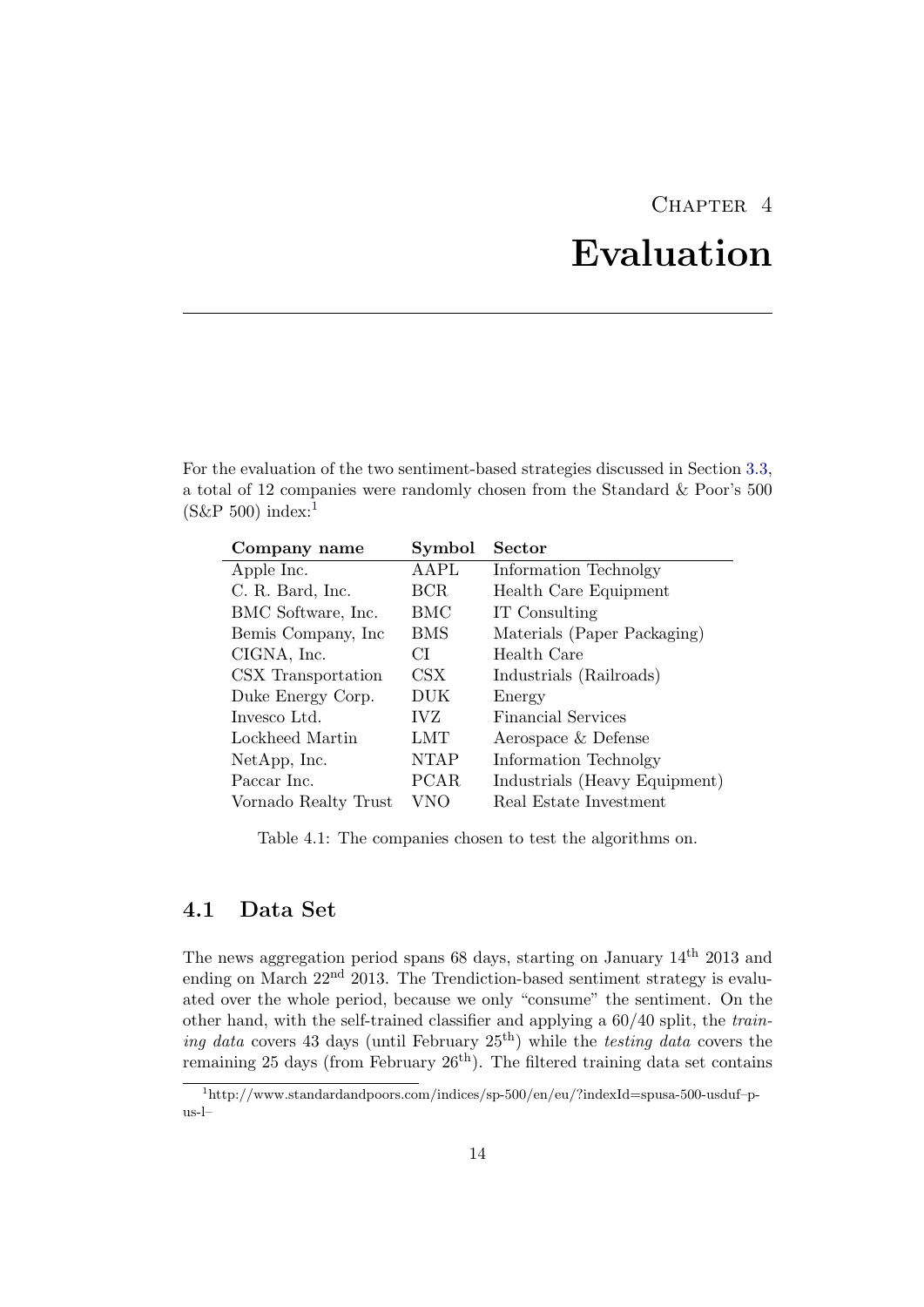# Chapter 4
# Evaluation

For the evaluation of the two sentiment-based strategies discussed in Section 3.3, a total of 12 companies were randomly chosen from the Standard & Poor's 500 (S&P 500) index:[1]

| Company name | Symbol | Sector |
|---|---|---|
| Apple Inc. | AAPL | Information Technolgy |
| C. R. Bard, Inc. | BCR | Health Care Equipment |
| BMC Software, Inc. | BMC | IT Consulting |
| Bemis Company, Inc | BMS | Materials (Paper Packaging) |
| CIGNA, Inc. | CI | Health Care |
| CSX Transportation | CSX | Industrials (Railroads) |
| Duke Energy Corp. | DUK | Energy |
| Invesco Ltd. | IVZ | Financial Services |
| Lockheed Martin | LMT | Aerospace & Defense |
| NetApp, Inc. | NTAP | Information Technolgy |
| Paccar Inc. | PCAR | Industrials (Heavy Equipment) |
| Vornado Realty Trust | VNO | Real Estate Investment |

Table 4.1: The companies chosen to test the algorithms on.

## 4.1 Data Set

The news aggregation period spans 68 days, starting on January 14th 2013 and ending on March 22nd 2013. The Trendiction-based sentiment strategy is evaluated over the whole period, because we only "consume" the sentiment. On the other hand, with the self-trained classifier and applying a 60/40 split, the *training data* covers 43 days (until February 25th) while the *testing data* covers the remaining 25 days (from February 26th). The filtered training data set contains

[1] http://www.standardandpoors.com/indices/sp-500/en/eu/?indexId=spusa-500-usduf–p-us-l–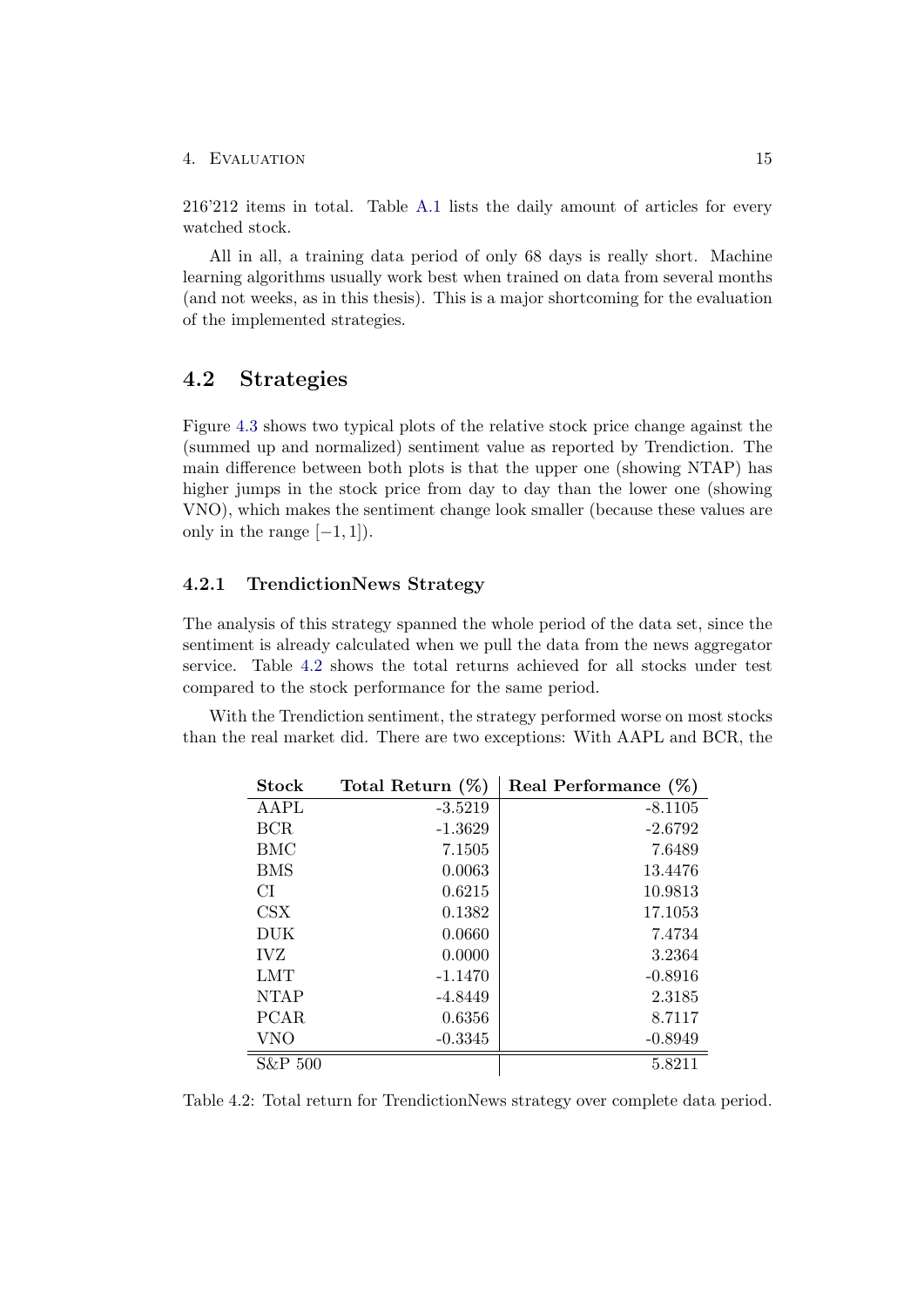216'212 items in total. Table A.1 lists the daily amount of articles for every watched stock.

All in all, a training data period of only 68 days is really short. Machine learning algorithms usually work best when trained on data from several months (and not weeks, as in this thesis). This is a major shortcoming for the evaluation of the implemented strategies.

## 4.2 Strategies

Figure 4.3 shows two typical plots of the relative stock price change against the (summed up and normalized) sentiment value as reported by Trendiction. The main difference between both plots is that the upper one (showing NTAP) has higher jumps in the stock price from day to day than the lower one (showing VNO), which makes the sentiment change look smaller (because these values are only in the range $[-1, 1]$).

### 4.2.1 TrendictionNews Strategy

The analysis of this strategy spanned the whole period of the data set, since the sentiment is already calculated when we pull the data from the news aggregator service. Table 4.2 shows the total returns achieved for all stocks under test compared to the stock performance for the same period.

With the Trendiction sentiment, the strategy performed worse on most stocks than the real market did. There are two exceptions: With AAPL and BCR, the

| Stock | Total Return (%) | Real Performance (%) |
|---|---:|---:|
| AAPL | -3.5219 | -8.1105 |
| BCR | -1.3629 | -2.6792 |
| BMC | 7.1505 | 7.6489 |
| BMS | 0.0063 | 13.4476 |
| CI | 0.6215 | 10.9813 |
| CSX | 0.1382 | 17.1053 |
| DUK | 0.0660 | 7.4734 |
| IVZ | 0.0000 | 3.2364 |
| LMT | -1.1470 | -0.8916 |
| NTAP | -4.8449 | 2.3185 |
| PCAR | 0.6356 | 8.7117 |
| VNO | -0.3345 | -0.8949 |
| S&P 500 | | 5.8211 |

Table 4.2: Total return for TrendictionNews strategy over complete data period.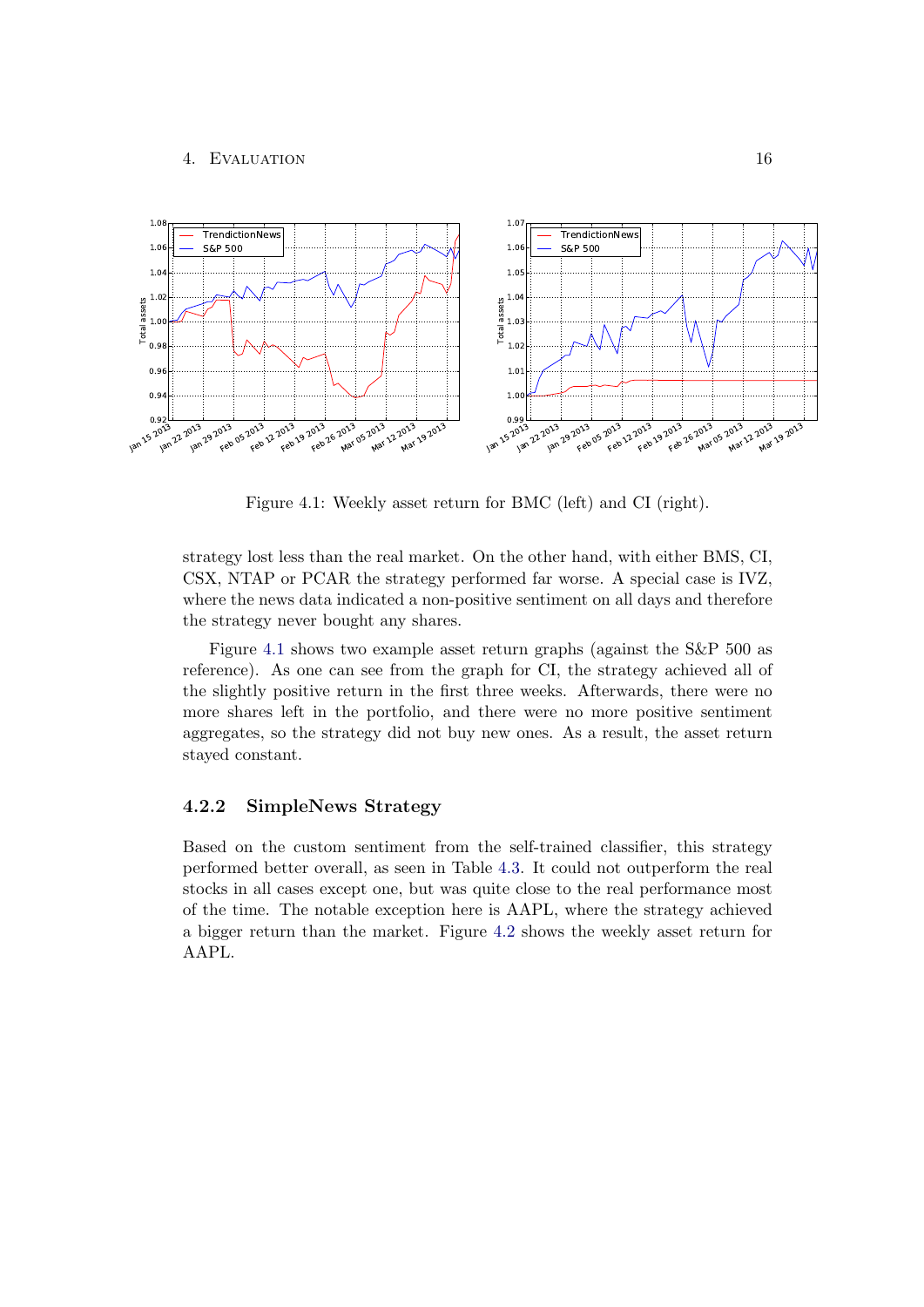Figure 4.1: Weekly asset return for BMC (left) and CI (right).

strategy lost less than the real market. On the other hand, with either BMS, CI, CSX, NTAP or PCAR the strategy performed far worse. A special case is IVZ, where the news data indicated a non-positive sentiment on all days and therefore the strategy never bought any shares.

Figure 4.1 shows two example asset return graphs (against the S&P 500 as reference). As one can see from the graph for CI, the strategy achieved all of the slightly positive return in the first three weeks. Afterwards, there were no more shares left in the portfolio, and there were no more positive sentiment aggregates, so the strategy did not buy new ones. As a result, the asset return stayed constant.

### 4.2.2 SimpleNews Strategy

Based on the custom sentiment from the self-trained classifier, this strategy performed better overall, as seen in Table 4.3. It could not outperform the real stocks in all cases except one, but was quite close to the real performance most of the time. The notable exception here is AAPL, where the strategy achieved a bigger return than the market. Figure 4.2 shows the weekly asset return for AAPL.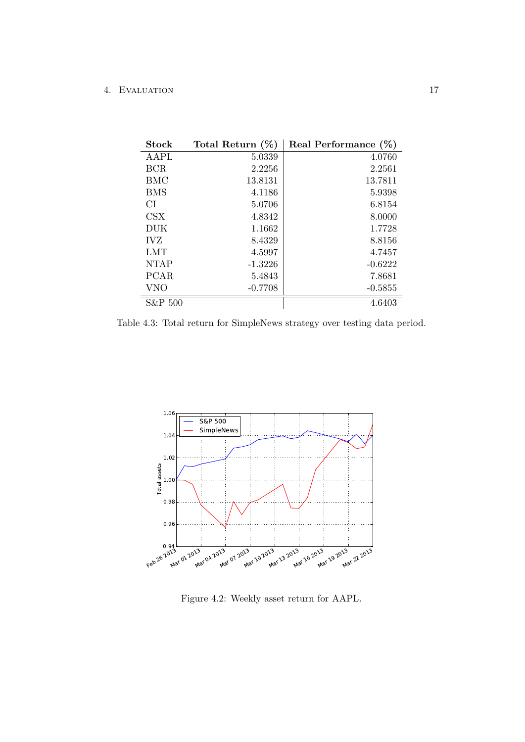| Stock | Total Return (%) | Real Performance (%) |
|---|---|---|
| AAPL | 5.0339 | 4.0760 |
| BCR | 2.2256 | 2.2561 |
| BMC | 13.8131 | 13.7811 |
| BMS | 4.1186 | 5.9398 |
| CI | 5.0706 | 6.8154 |
| CSX | 4.8342 | 8.0000 |
| DUK | 1.1662 | 1.7728 |
| IVZ | 8.4329 | 8.8156 |
| LMT | 4.5997 | 4.7457 |
| NTAP | -1.3226 | -0.6222 |
| PCAR | 5.4843 | 7.8681 |
| VNO | -0.7708 | -0.5855 |
| S&P 500 | | 4.6403 |

Table 4.3: Total return for SimpleNews strategy over testing data period.

Figure 4.2: Weekly asset return for AAPL.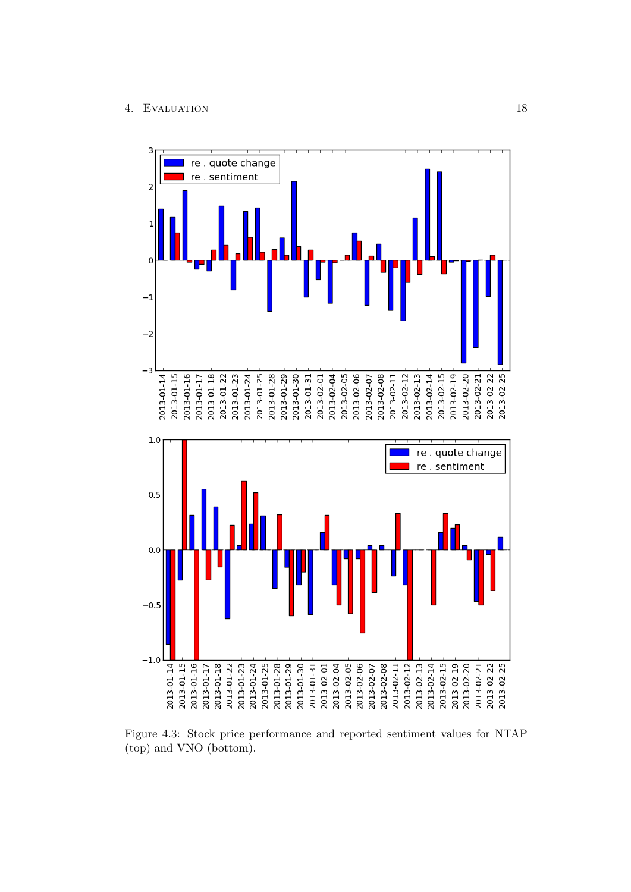Figure 4.3: Stock price performance and reported sentiment values for NTAP (top) and VNO (bottom).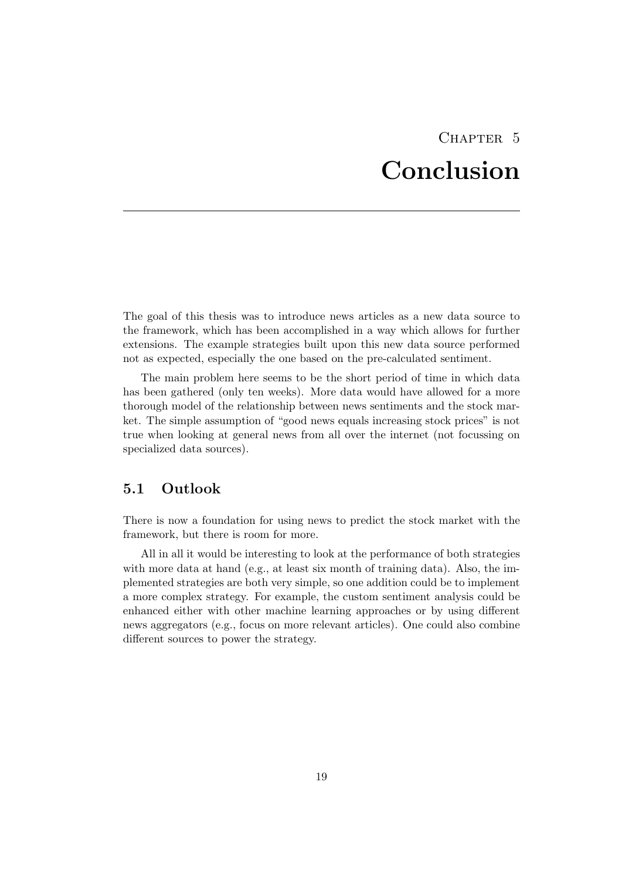# Chapter 5
# Conclusion

The goal of this thesis was to introduce news articles as a new data source to the framework, which has been accomplished in a way which allows for further extensions. The example strategies built upon this new data source performed not as expected, especially the one based on the pre-calculated sentiment.

The main problem here seems to be the short period of time in which data has been gathered (only ten weeks). More data would have allowed for a more thorough model of the relationship between news sentiments and the stock market. The simple assumption of "good news equals increasing stock prices" is not true when looking at general news from all over the internet (not focussing on specialized data sources).

## 5.1 Outlook

There is now a foundation for using news to predict the stock market with the framework, but there is room for more.

All in all it would be interesting to look at the performance of both strategies with more data at hand (e.g., at least six month of training data). Also, the implemented strategies are both very simple, so one addition could be to implement a more complex strategy. For example, the custom sentiment analysis could be enhanced either with other machine learning approaches or by using different news aggregators (e.g., focus on more relevant articles). One could also combine different sources to power the strategy.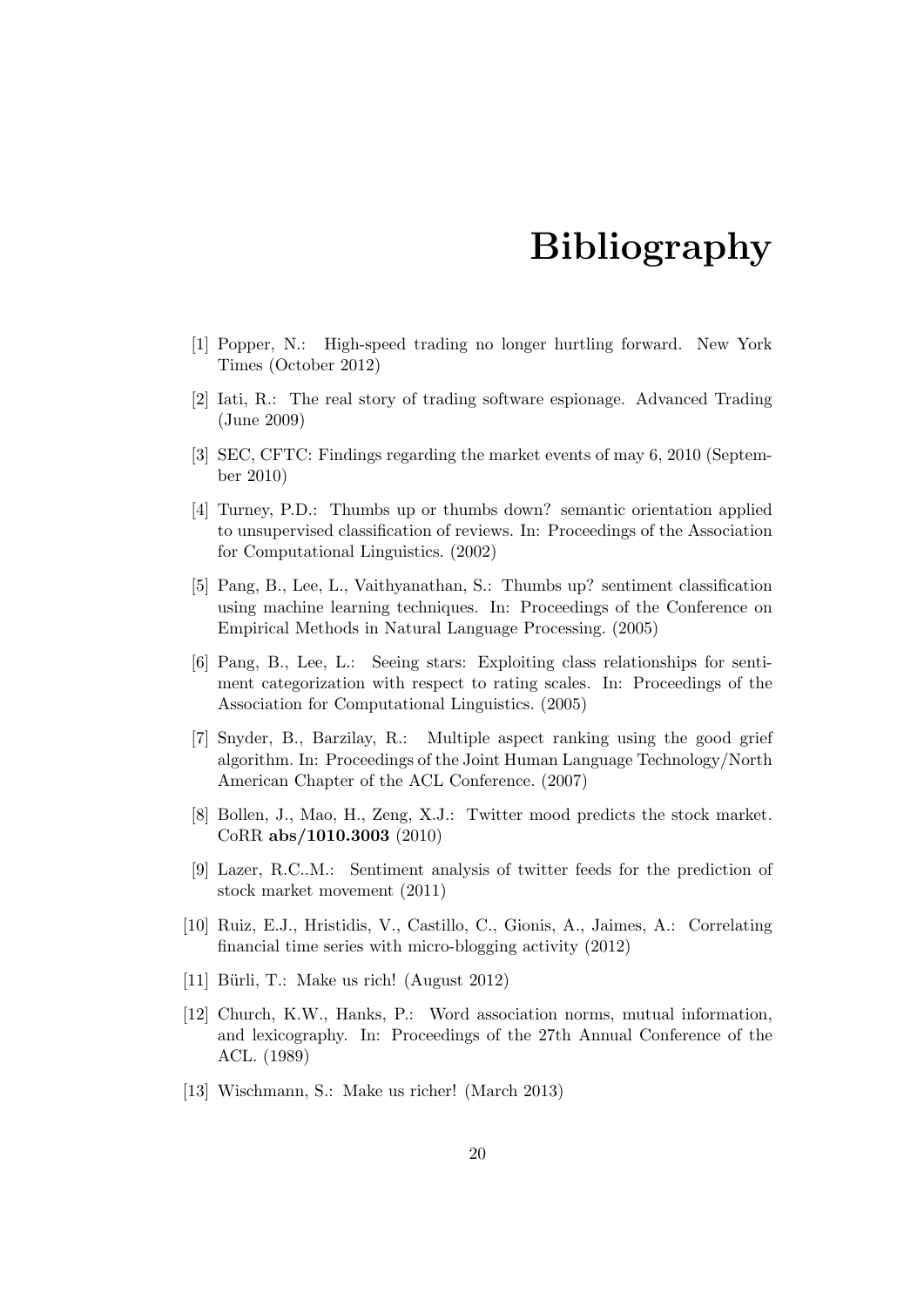# Bibliography

[1] Popper, N.: High-speed trading no longer hurtling forward. New York Times (October 2012)

[2] Iati, R.: The real story of trading software espionage. Advanced Trading (June 2009)

[3] SEC, CFTC: Findings regarding the market events of may 6, 2010 (September 2010)

[4] Turney, P.D.: Thumbs up or thumbs down? semantic orientation applied to unsupervised classification of reviews. In: Proceedings of the Association for Computational Linguistics. (2002)

[5] Pang, B., Lee, L., Vaithyanathan, S.: Thumbs up? sentiment classification using machine learning techniques. In: Proceedings of the Conference on Empirical Methods in Natural Language Processing. (2005)

[6] Pang, B., Lee, L.: Seeing stars: Exploiting class relationships for sentiment categorization with respect to rating scales. In: Proceedings of the Association for Computational Linguistics. (2005)

[7] Snyder, B., Barzilay, R.: Multiple aspect ranking using the good grief algorithm. In: Proceedings of the Joint Human Language Technology/North American Chapter of the ACL Conference. (2007)

[8] Bollen, J., Mao, H., Zeng, X.J.: Twitter mood predicts the stock market. CoRR **abs/1010.3003** (2010)

[9] Lazer, R.C..M.: Sentiment analysis of twitter feeds for the prediction of stock market movement (2011)

[10] Ruiz, E.J., Hristidis, V., Castillo, C., Gionis, A., Jaimes, A.: Correlating financial time series with micro-blogging activity (2012)

[11] Bürli, T.: Make us rich! (August 2012)

[12] Church, K.W., Hanks, P.: Word association norms, mutual information, and lexicography. In: Proceedings of the 27th Annual Conference of the ACL. (1989)

[13] Wischmann, S.: Make us richer! (March 2013)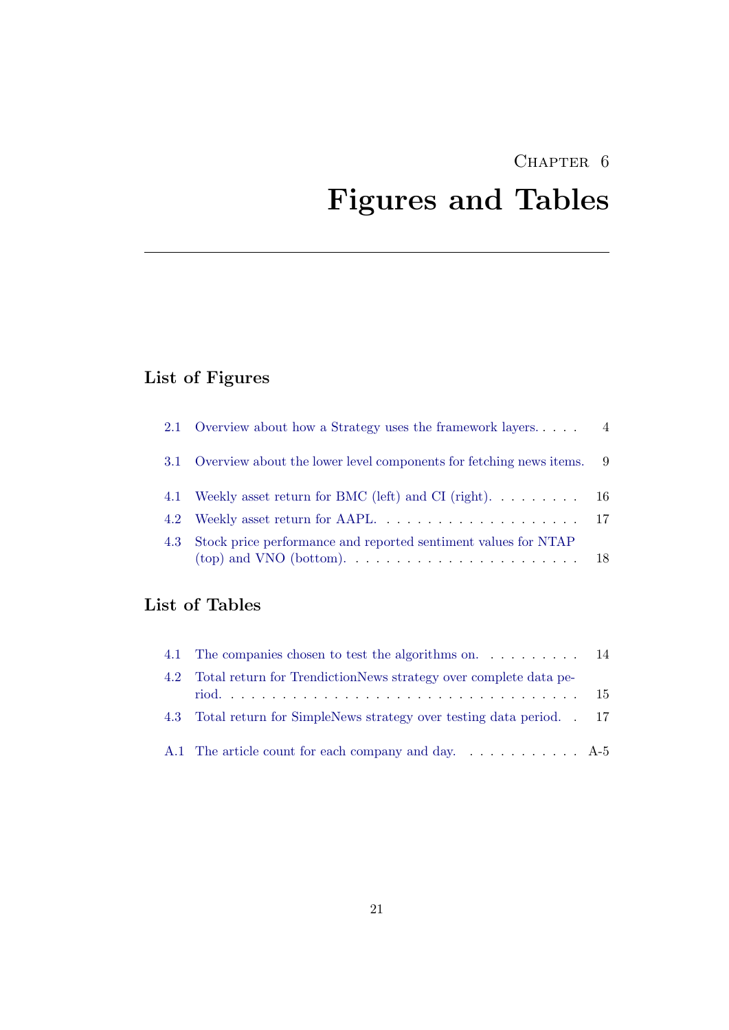# Chapter 6

# Figures and Tables

## List of Figures

2.1 Overview about how a Strategy uses the framework layers. . . . . 4

3.1 Overview about the lower level components for fetching news items. 9

4.1 Weekly asset return for BMC (left) and CI (right). . . . . . . . . 16

4.2 Weekly asset return for AAPL. . . . . . . . . . . . . . . . . . . . 17

4.3 Stock price performance and reported sentiment values for NTAP (top) and VNO (bottom). . . . . . . . . . . . . . . . . . . . . . 18

## List of Tables

4.1 The companies chosen to test the algorithms on. . . . . . . . . . 14

4.2 Total return for TrendictionNews strategy over complete data period. . . . . . . . . . . . . . . . . . . . . . . . . . . . . . . . . 15

4.3 Total return for SimpleNews strategy over testing data period. . 17

A.1 The article count for each company and day. . . . . . . . . . . A-5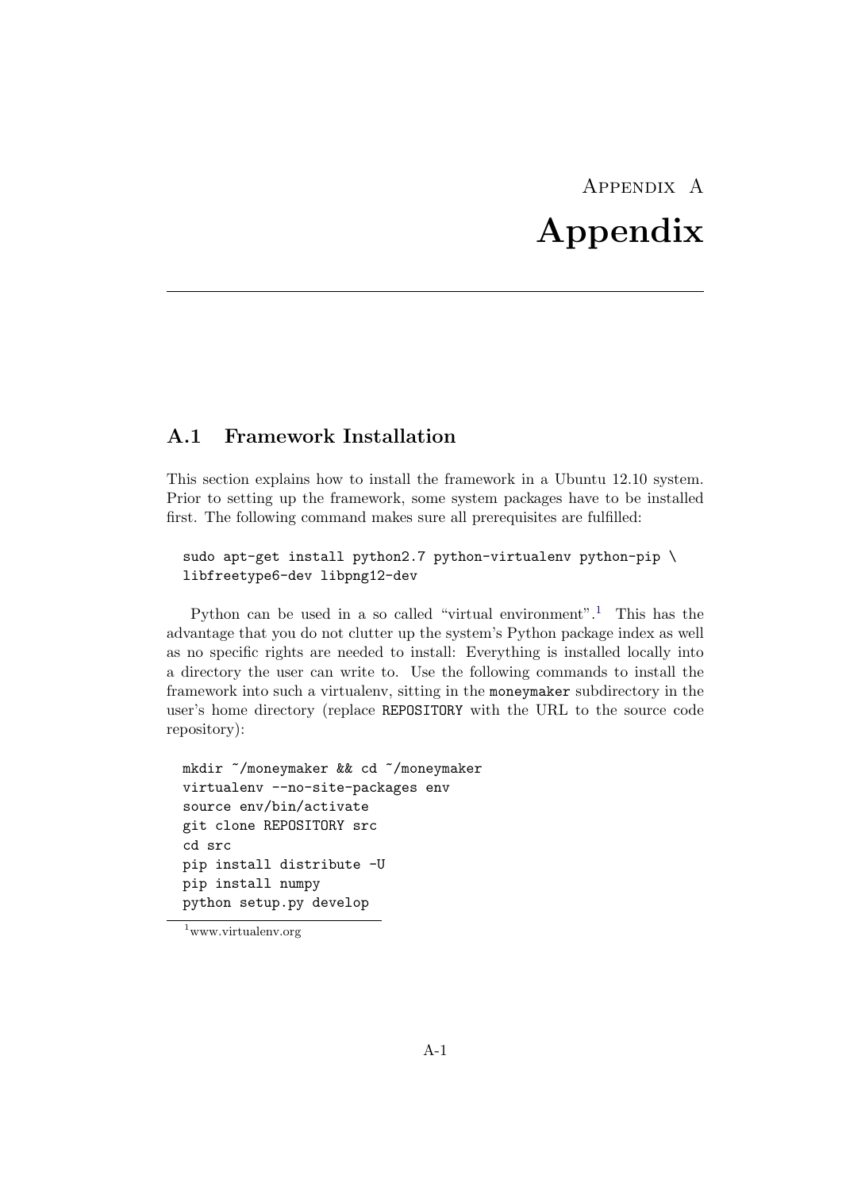# Appendix A

# Appendix

## A.1 Framework Installation

This section explains how to install the framework in a Ubuntu 12.10 system. Prior to setting up the framework, some system packages have to be installed first. The following command makes sure all prerequisites are fulfilled:

```
sudo apt-get install python2.7 python-virtualenv python-pip \
libfreetype6-dev libpng12-dev
```

Python can be used in a so called "virtual environment".[1] This has the advantage that you do not clutter up the system's Python package index as well as no specific rights are needed to install: Everything is installed locally into a directory the user can write to. Use the following commands to install the framework into such a virtualenv, sitting in the `moneymaker` subdirectory in the user's home directory (replace `REPOSITORY` with the URL to the source code repository):

```
mkdir ~/moneymaker && cd ~/moneymaker
virtualenv --no-site-packages env
source env/bin/activate
git clone REPOSITORY src
cd src
pip install distribute -U
pip install numpy
python setup.py develop
```

[1] www.virtualenv.org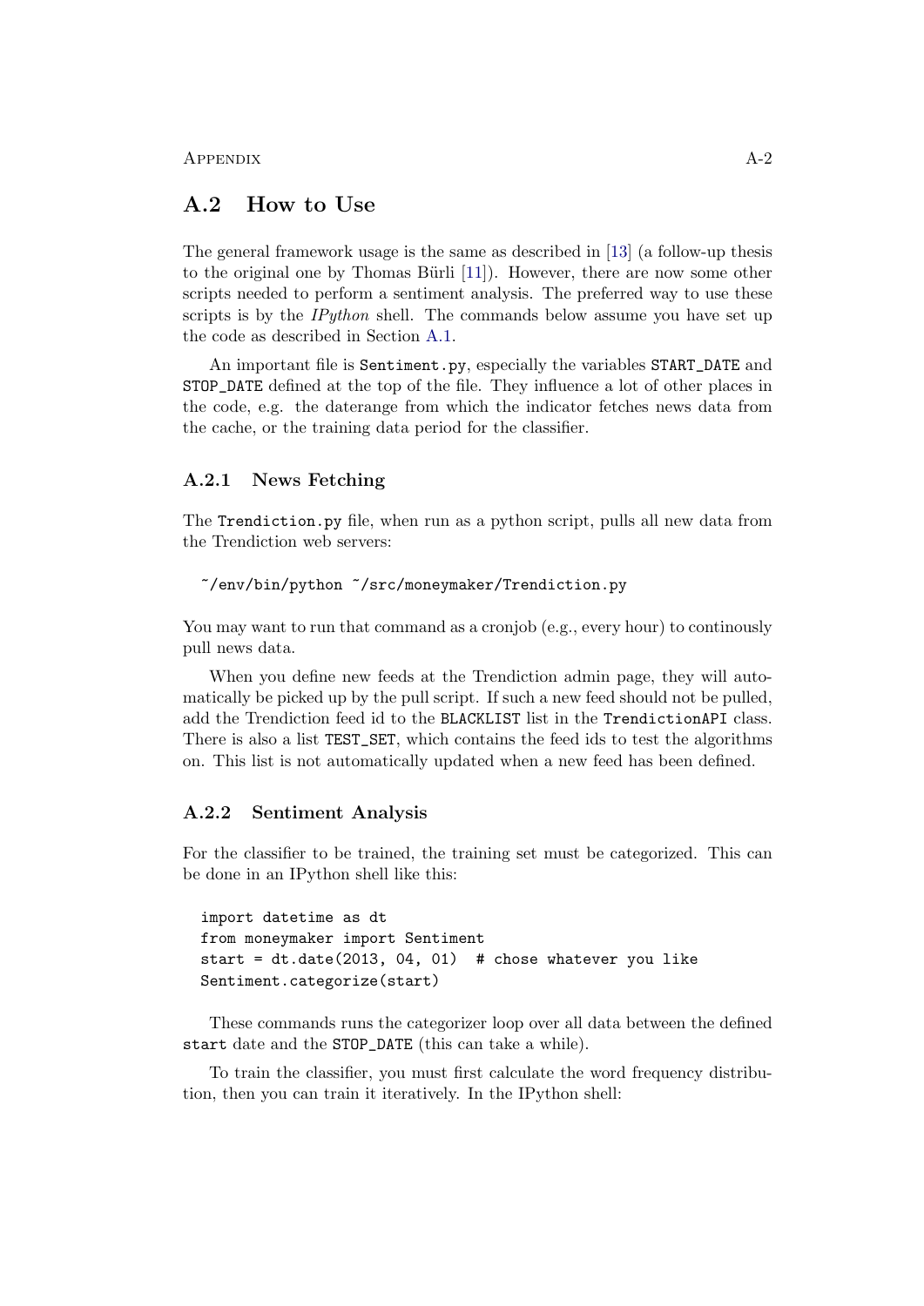## A.2 How to Use

The general framework usage is the same as described in [13] (a follow-up thesis to the original one by Thomas Bürli [11]). However, there are now some other scripts needed to perform a sentiment analysis. The preferred way to use these scripts is by the *IPython* shell. The commands below assume you have set up the code as described in Section A.1.

An important file is `Sentiment.py`, especially the variables `START_DATE` and `STOP_DATE` defined at the top of the file. They influence a lot of other places in the code, e.g. the daterange from which the indicator fetches news data from the cache, or the training data period for the classifier.

### A.2.1 News Fetching

The `Trendiction.py` file, when run as a python script, pulls all new data from the Trendiction web servers:

```
~/env/bin/python ~/src/moneymaker/Trendiction.py
```

You may want to run that command as a cronjob (e.g., every hour) to continously pull news data.

When you define new feeds at the Trendiction admin page, they will automatically be picked up by the pull script. If such a new feed should not be pulled, add the Trendiction feed id to the `BLACKLIST` list in the `TrendictionAPI` class. There is also a list `TEST_SET`, which contains the feed ids to test the algorithms on. This list is not automatically updated when a new feed has been defined.

### A.2.2 Sentiment Analysis

For the classifier to be trained, the training set must be categorized. This can be done in an IPython shell like this:

```
import datetime as dt
from moneymaker import Sentiment
start = dt.date(2013, 04, 01)  # chose whatever you like
Sentiment.categorize(start)
```

These commands runs the categorizer loop over all data between the defined `start` date and the `STOP_DATE` (this can take a while).

To train the classifier, you must first calculate the word frequency distribution, then you can train it iteratively. In the IPython shell: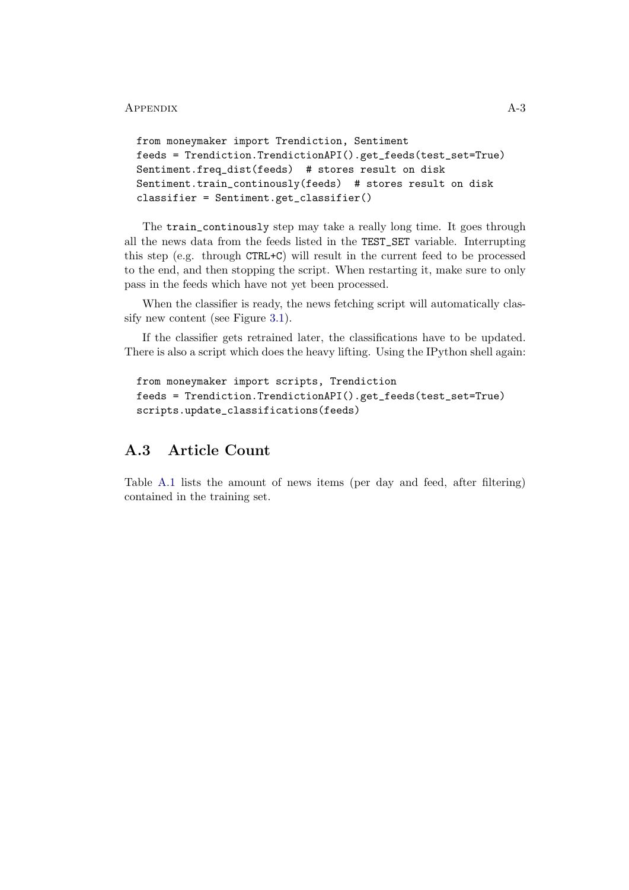```
from moneymaker import Trendiction, Sentiment
feeds = Trendiction.TrendictionAPI().get_feeds(test_set=True)
Sentiment.freq_dist(feeds)  # stores result on disk
Sentiment.train_continously(feeds)  # stores result on disk
classifier = Sentiment.get_classifier()
```

The `train_continously` step may take a really long time. It goes through all the news data from the feeds listed in the `TEST_SET` variable. Interrupting this step (e.g. through `CTRL+C`) will result in the current feed to be processed to the end, and then stopping the script. When restarting it, make sure to only pass in the feeds which have not yet been processed.

When the classifier is ready, the news fetching script will automatically classify new content (see Figure 3.1).

If the classifier gets retrained later, the classifications have to be updated. There is also a script which does the heavy lifting. Using the IPython shell again:

```
from moneymaker import scripts, Trendiction
feeds = Trendiction.TrendictionAPI().get_feeds(test_set=True)
scripts.update_classifications(feeds)
```

## A.3 Article Count

Table A.1 lists the amount of news items (per day and feed, after filtering) contained in the training set.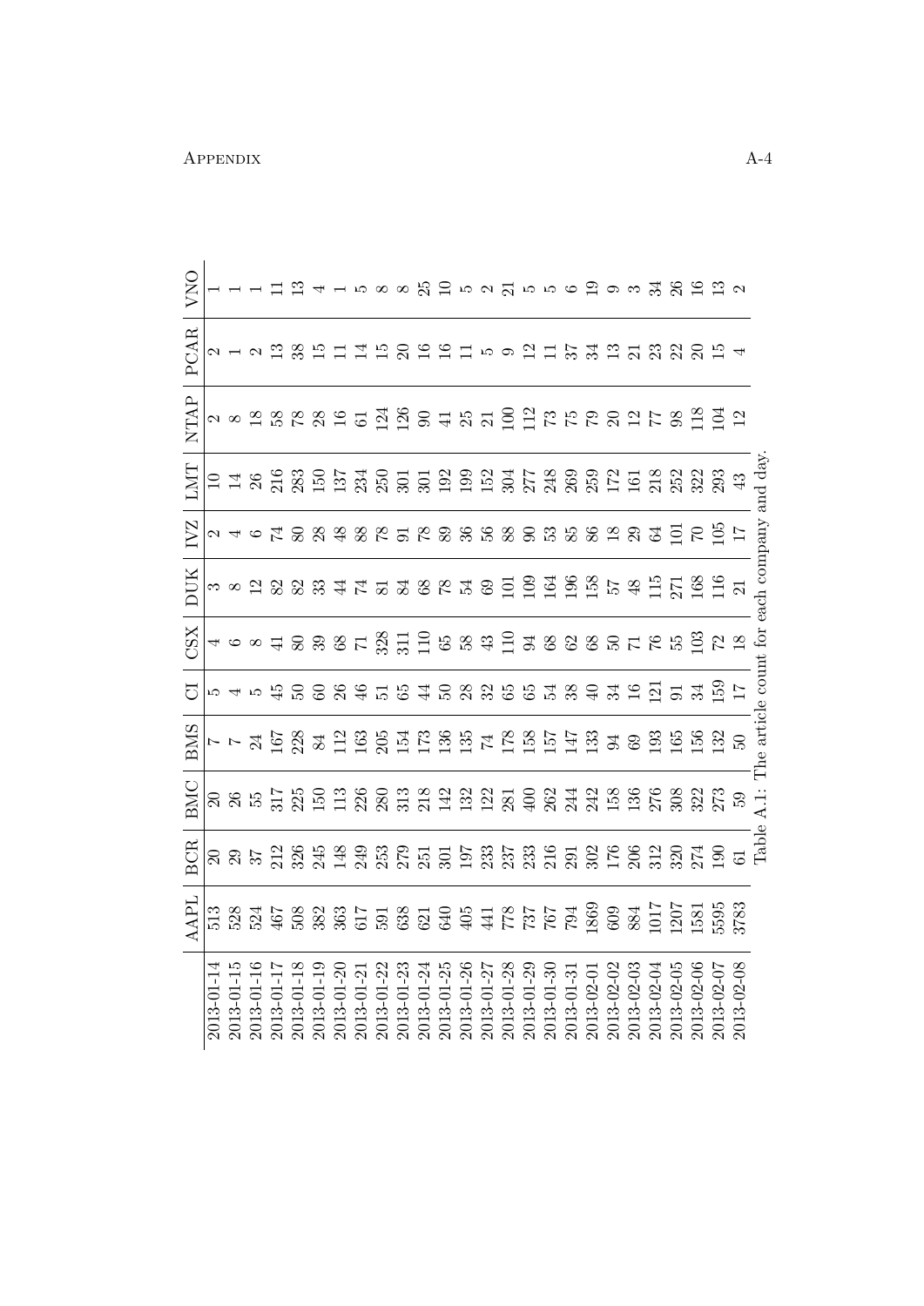| | AAPL | BCR | BMC | BMS | CI | CSX | DUK | IVZ | LMT | NTAP | PCAR | VNO |
|---|---|---|---|---|---|---|---|---|---|---|---|---|
| 2013-01-14 | 513 | 20 | 20 | 7 | 5 | 4 | 3 | 2 | 10 | 2 | 2 | 1 |
| 2013-01-15 | 528 | 29 | 26 | 7 | 4 | 6 | 8 | 4 | 14 | 8 | 1 | 1 |
| 2013-01-16 | 524 | 37 | 55 | 24 | 5 | 8 | 12 | 6 | 26 | 18 | 2 | 1 |
| 2013-01-17 | 467 | 212 | 317 | 167 | 45 | 41 | 82 | 74 | 216 | 58 | 13 | 11 |
| 2013-01-18 | 508 | 326 | 225 | 228 | 50 | 80 | 82 | 80 | 283 | 78 | 38 | 13 |
| 2013-01-19 | 382 | 245 | 150 | 84 | 60 | 39 | 33 | 28 | 150 | 28 | 15 | 4 |
| 2013-01-20 | 363 | 148 | 113 | 112 | 26 | 68 | 44 | 48 | 137 | 16 | 11 | 1 |
| 2013-01-21 | 617 | 249 | 226 | 163 | 46 | 71 | 74 | 88 | 234 | 61 | 14 | 5 |
| 2013-01-22 | 591 | 253 | 280 | 205 | 51 | 328 | 81 | 78 | 250 | 124 | 15 | 8 |
| 2013-01-23 | 638 | 279 | 313 | 154 | 65 | 311 | 84 | 91 | 301 | 126 | 20 | 8 |
| 2013-01-24 | 621 | 251 | 218 | 173 | 44 | 110 | 68 | 78 | 301 | 90 | 16 | 25 |
| 2013-01-25 | 640 | 301 | 142 | 136 | 50 | 65 | 78 | 89 | 192 | 41 | 16 | 10 |
| 2013-01-26 | 405 | 197 | 132 | 135 | 28 | 58 | 54 | 36 | 199 | 25 | 11 | 5 |
| 2013-01-27 | 441 | 233 | 122 | 74 | 32 | 43 | 69 | 56 | 152 | 21 | 5 | 2 |
| 2013-01-28 | 778 | 237 | 281 | 178 | 65 | 110 | 101 | 88 | 304 | 100 | 9 | 21 |
| 2013-01-29 | 737 | 233 | 400 | 158 | 65 | 94 | 109 | 90 | 277 | 112 | 12 | 5 |
| 2013-01-30 | 767 | 216 | 262 | 157 | 54 | 68 | 164 | 53 | 248 | 73 | 11 | 5 |
| 2013-01-31 | 794 | 291 | 244 | 147 | 38 | 62 | 196 | 85 | 269 | 75 | 37 | 6 |
| 2013-02-01 | 1869 | 302 | 242 | 133 | 40 | 68 | 158 | 86 | 259 | 79 | 34 | 19 |
| 2013-02-02 | 609 | 176 | 158 | 94 | 34 | 50 | 57 | 18 | 172 | 20 | 13 | 9 |
| 2013-02-03 | 884 | 206 | 136 | 69 | 16 | 71 | 48 | 29 | 161 | 12 | 21 | 3 |
| 2013-02-04 | 1017 | 312 | 276 | 193 | 121 | 76 | 115 | 64 | 218 | 77 | 23 | 34 |
| 2013-02-05 | 1207 | 320 | 308 | 165 | 91 | 55 | 271 | 101 | 252 | 98 | 22 | 26 |
| 2013-02-06 | 1581 | 274 | 322 | 156 | 34 | 103 | 168 | 70 | 322 | 118 | 20 | 16 |
| 2013-02-07 | 5595 | 190 | 273 | 132 | 159 | 72 | 116 | 105 | 293 | 104 | 15 | 13 |
| 2013-02-08 | 3783 | 61 | 59 | 50 | 17 | 18 | 21 | 17 | 43 | 12 | 4 | 2 |

Table A.1: The article count for each company and day.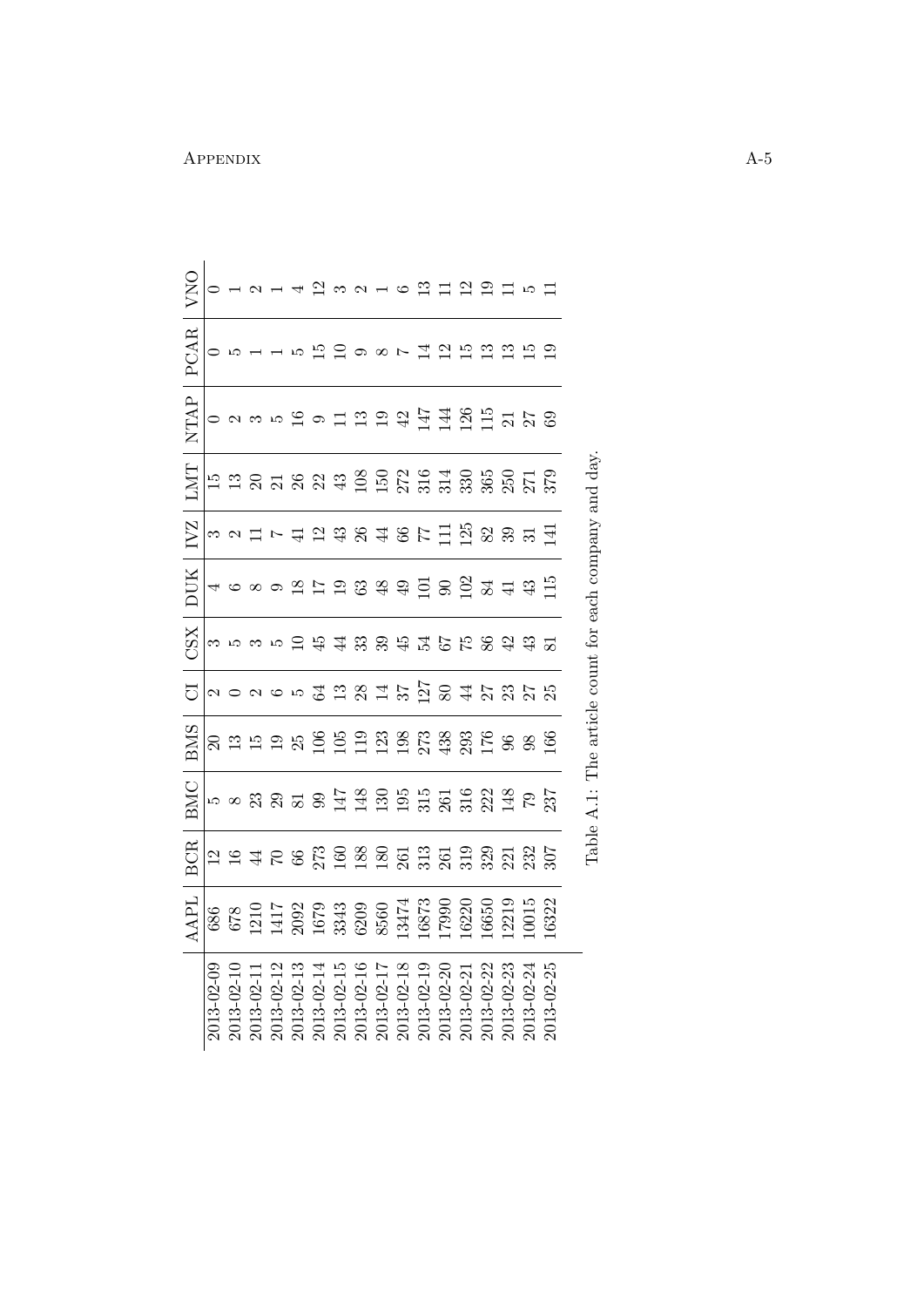| | AAPL | BCR | BMC | BMS | CI | CSX | DUK | IVZ | LMT | NTAP | PCAR | VNO |
|---|---|---|---|---|---|---|---|---|---|---|---|---|
| 2013-02-09 | 686 | 12 | 5 | 20 | 2 | 3 | 4 | 3 | 15 | 0 | 0 | 0 |
| 2013-02-10 | 678 | 16 | 8 | 13 | 0 | 5 | 6 | 2 | 13 | 2 | 5 | 1 |
| 2013-02-11 | 1210 | 44 | 23 | 15 | 2 | 3 | 8 | 11 | 20 | 3 | 1 | 2 |
| 2013-02-12 | 1417 | 70 | 29 | 19 | 6 | 5 | 9 | 7 | 21 | 5 | 1 | 1 |
| 2013-02-13 | 2092 | 66 | 81 | 25 | 5 | 10 | 18 | 41 | 26 | 16 | 5 | 4 |
| 2013-02-14 | 1679 | 273 | 99 | 106 | 64 | 45 | 17 | 12 | 22 | 9 | 15 | 12 |
| 2013-02-15 | 3343 | 160 | 147 | 105 | 13 | 44 | 19 | 43 | 43 | 11 | 10 | 3 |
| 2013-02-16 | 6209 | 188 | 148 | 119 | 28 | 33 | 63 | 26 | 108 | 13 | 9 | 2 |
| 2013-02-17 | 8560 | 180 | 130 | 123 | 14 | 39 | 48 | 44 | 150 | 19 | 8 | 1 |
| 2013-02-18 | 13474 | 261 | 195 | 198 | 37 | 45 | 49 | 66 | 272 | 42 | 7 | 6 |
| 2013-02-19 | 16873 | 313 | 315 | 273 | 127 | 54 | 101 | 77 | 316 | 147 | 14 | 13 |
| 2013-02-20 | 17990 | 261 | 261 | 438 | 80 | 67 | 90 | 111 | 314 | 144 | 12 | 11 |
| 2013-02-21 | 16220 | 319 | 316 | 293 | 44 | 75 | 102 | 125 | 330 | 126 | 15 | 12 |
| 2013-02-22 | 16650 | 329 | 222 | 176 | 27 | 86 | 84 | 82 | 365 | 115 | 13 | 19 |
| 2013-02-23 | 12219 | 221 | 148 | 96 | 23 | 42 | 41 | 39 | 250 | 21 | 13 | 11 |
| 2013-02-24 | 10015 | 232 | 79 | 98 | 27 | 43 | 43 | 31 | 271 | 27 | 15 | 5 |
| 2013-02-25 | 16322 | 307 | 237 | 166 | 25 | 81 | 115 | 141 | 379 | 69 | 19 | 11 |

Table A.1: The article count for each company and day.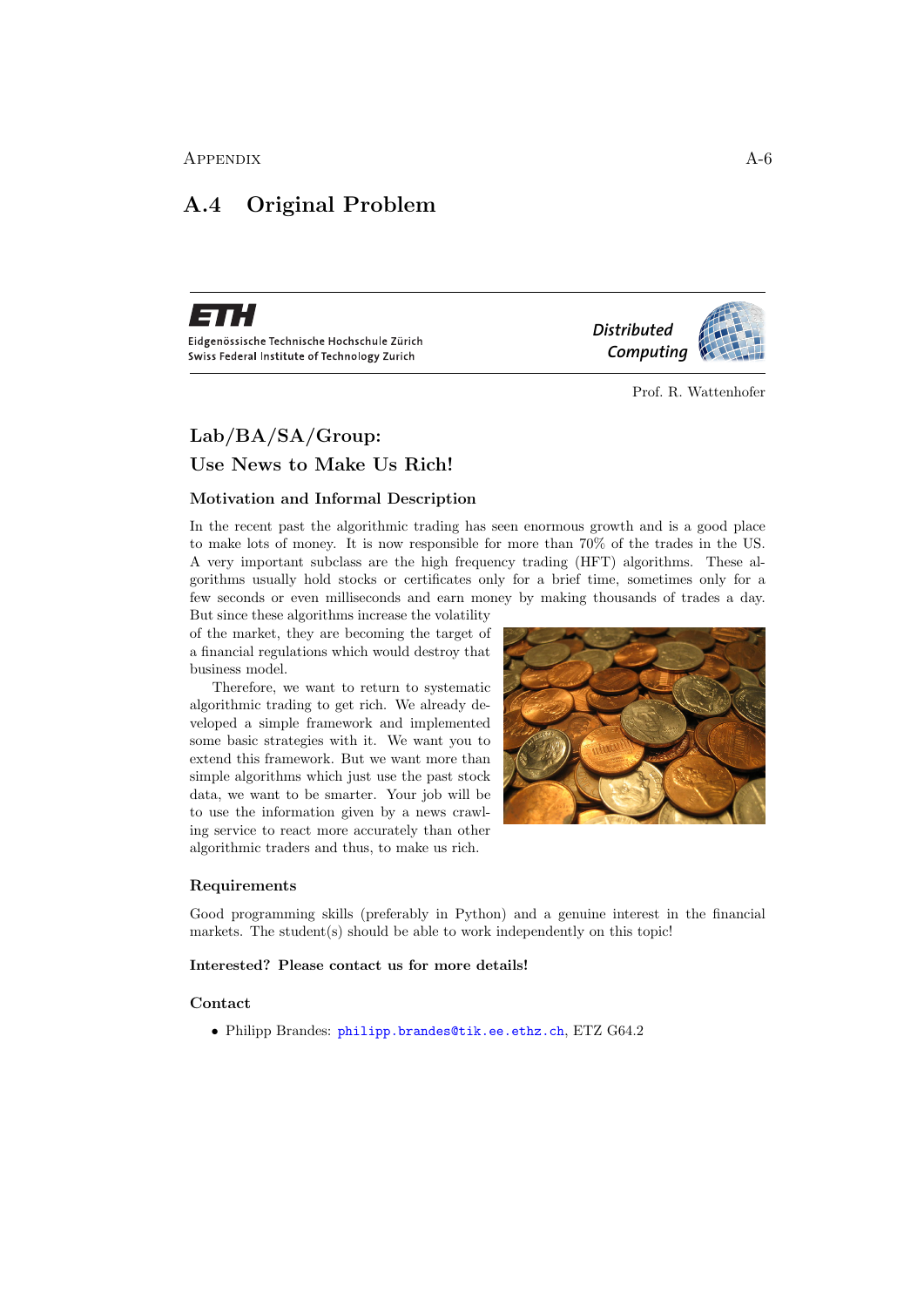## A.4 Original Problem

ETH

Eidgenössische Technische Hochschule Zürich
Swiss Federal Institute of Technology Zurich

*Distributed Computing*

Prof. R. Wattenhofer

### Lab/BA/SA/Group: Use News to Make Us Rich!

#### Motivation and Informal Description

In the recent past the algorithmic trading has seen enormous growth and is a good place to make lots of money. It is now responsible for more than 70% of the trades in the US. A very important subclass are the high frequency trading (HFT) algorithms. These algorithms usually hold stocks or certificates only for a brief time, sometimes only for a few seconds or even milliseconds and earn money by making thousands of trades a day. But since these algorithms increase the volatility of the market, they are becoming the target of a financial regulations which would destroy that business model.

Therefore, we want to return to systematic algorithmic trading to get rich. We already developed a simple framework and implemented some basic strategies with it. We want you to extend this framework. But we want more than simple algorithms which just use the past stock data, we want to be smarter. Your job will be to use the information given by a news crawling service to react more accurately than other algorithmic traders and thus, to make us rich.

#### Requirements

Good programming skills (preferably in Python) and a genuine interest in the financial markets. The student(s) should be able to work independently on this topic!

**Interested? Please contact us for more details!**

#### Contact

- Philipp Brandes: philipp.brandes@tik.ee.ethz.ch, ETZ G64.2